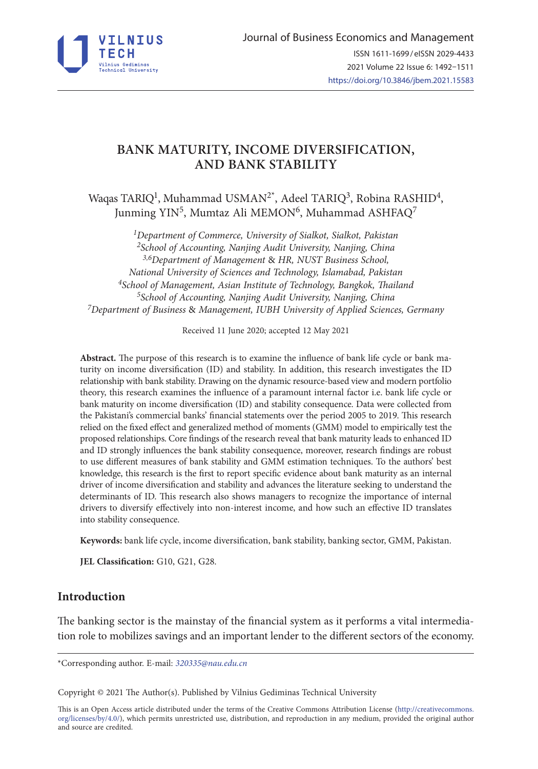Journal of Business Economics and Management

ISSN 1611-1699 / eISSN 2029-4433

2021 Volume 22 Issue 6: 1492–1511

https://doi.org/10.3846/jbem.2021.15583

# BANK MATURITY, INCOME DIVERSIFICATION, AND BANK STABILITY

Waqas TARIQ[1], Muhammad USMAN[2*], Adeel TARIQ[3], Robina RASHID[4], Junming YIN[5], Mumtaz Ali MEMON[6], Muhammad ASHFAQ[7]

[1]*Department of Commerce, University of Sialkot, Sialkot, Pakistan*
[2]*School of Accounting, Nanjing Audit University, Nanjing, China*
[3,6]*Department of Management & HR, NUST Business School, National University of Sciences and Technology, Islamabad, Pakistan*
[4]*School of Management, Asian Institute of Technology, Bangkok, Thailand*
[5]*School of Accounting, Nanjing Audit University, Nanjing, China*
[7]*Department of Business & Management, IUBH University of Applied Sciences, Germany*

Received 11 June 2020; accepted 12 May 2021

**Abstract.** The purpose of this research is to examine the influence of bank life cycle or bank maturity on income diversification (ID) and stability. In addition, this research investigates the ID relationship with bank stability. Drawing on the dynamic resource-based view and modern portfolio theory, this research examines the influence of a paramount internal factor i.e. bank life cycle or bank maturity on income diversification (ID) and stability consequence. Data were collected from the Pakistani's commercial banks' financial statements over the period 2005 to 2019. This research relied on the fixed effect and generalized method of moments (GMM) model to empirically test the proposed relationships. Core findings of the research reveal that bank maturity leads to enhanced ID and ID strongly influences the bank stability consequence, moreover, research findings are robust to use different measures of bank stability and GMM estimation techniques. To the authors' best knowledge, this research is the first to report specific evidence about bank maturity as an internal driver of income diversification and stability and advances the literature seeking to understand the determinants of ID. This research also shows managers to recognize the importance of internal drivers to diversify effectively into non-interest income, and how such an effective ID translates into stability consequence.

**Keywords:** bank life cycle, income diversification, bank stability, banking sector, GMM, Pakistan.

**JEL Classification:** G10, G21, G28.

## Introduction

The banking sector is the mainstay of the financial system as it performs a vital intermediation role to mobilizes savings and an important lender to the different sectors of the economy.

*Corresponding author. E-mail: *320335@nau.edu.cn*

Copyright © 2021 The Author(s). Published by Vilnius Gediminas Technical University

This is an Open Access article distributed under the terms of the Creative Commons Attribution License (http://creativecommons.org/licenses/by/4.0/), which permits unrestricted use, distribution, and reproduction in any medium, provided the original author and source are credited.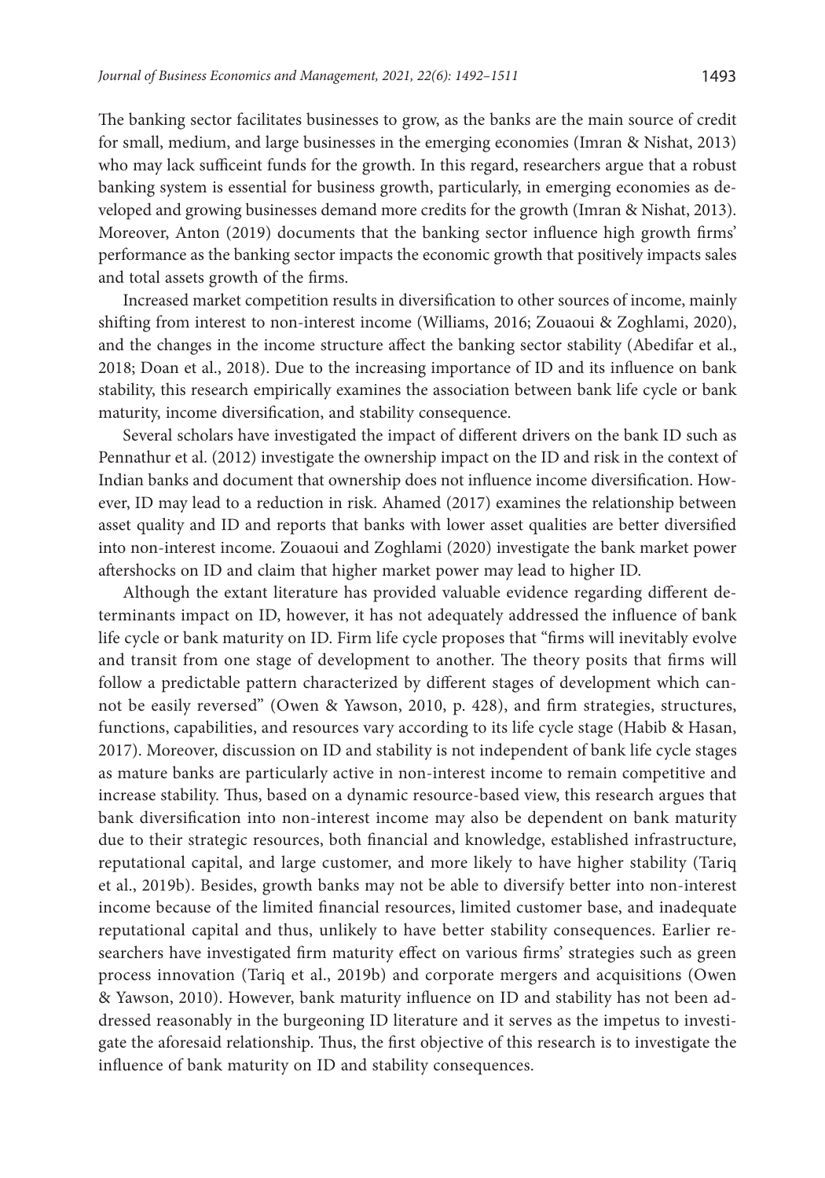The banking sector facilitates businesses to grow, as the banks are the main source of credit for small, medium, and large businesses in the emerging economies (Imran & Nishat, 2013) who may lack sufficeint funds for the growth. In this regard, researchers argue that a robust banking system is essential for business growth, particularly, in emerging economies as developed and growing businesses demand more credits for the growth (Imran & Nishat, 2013). Moreover, Anton (2019) documents that the banking sector influence high growth firms' performance as the banking sector impacts the economic growth that positively impacts sales and total assets growth of the firms.

Increased market competition results in diversification to other sources of income, mainly shifting from interest to non-interest income (Williams, 2016; Zouaoui & Zoghlami, 2020), and the changes in the income structure affect the banking sector stability (Abedifar et al., 2018; Doan et al., 2018). Due to the increasing importance of ID and its influence on bank stability, this research empirically examines the association between bank life cycle or bank maturity, income diversification, and stability consequence.

Several scholars have investigated the impact of different drivers on the bank ID such as Pennathur et al. (2012) investigate the ownership impact on the ID and risk in the context of Indian banks and document that ownership does not influence income diversification. However, ID may lead to a reduction in risk. Ahamed (2017) examines the relationship between asset quality and ID and reports that banks with lower asset qualities are better diversified into non-interest income. Zouaoui and Zoghlami (2020) investigate the bank market power aftershocks on ID and claim that higher market power may lead to higher ID.

Although the extant literature has provided valuable evidence regarding different determinants impact on ID, however, it has not adequately addressed the influence of bank life cycle or bank maturity on ID. Firm life cycle proposes that "firms will inevitably evolve and transit from one stage of development to another. The theory posits that firms will follow a predictable pattern characterized by different stages of development which cannot be easily reversed" (Owen & Yawson, 2010, p. 428), and firm strategies, structures, functions, capabilities, and resources vary according to its life cycle stage (Habib & Hasan, 2017). Moreover, discussion on ID and stability is not independent of bank life cycle stages as mature banks are particularly active in non-interest income to remain competitive and increase stability. Thus, based on a dynamic resource-based view, this research argues that bank diversification into non-interest income may also be dependent on bank maturity due to their strategic resources, both financial and knowledge, established infrastructure, reputational capital, and large customer, and more likely to have higher stability (Tariq et al., 2019b). Besides, growth banks may not be able to diversify better into non-interest income because of the limited financial resources, limited customer base, and inadequate reputational capital and thus, unlikely to have better stability consequences. Earlier researchers have investigated firm maturity effect on various firms' strategies such as green process innovation (Tariq et al., 2019b) and corporate mergers and acquisitions (Owen & Yawson, 2010). However, bank maturity influence on ID and stability has not been addressed reasonably in the burgeoning ID literature and it serves as the impetus to investigate the aforesaid relationship. Thus, the first objective of this research is to investigate the influence of bank maturity on ID and stability consequences.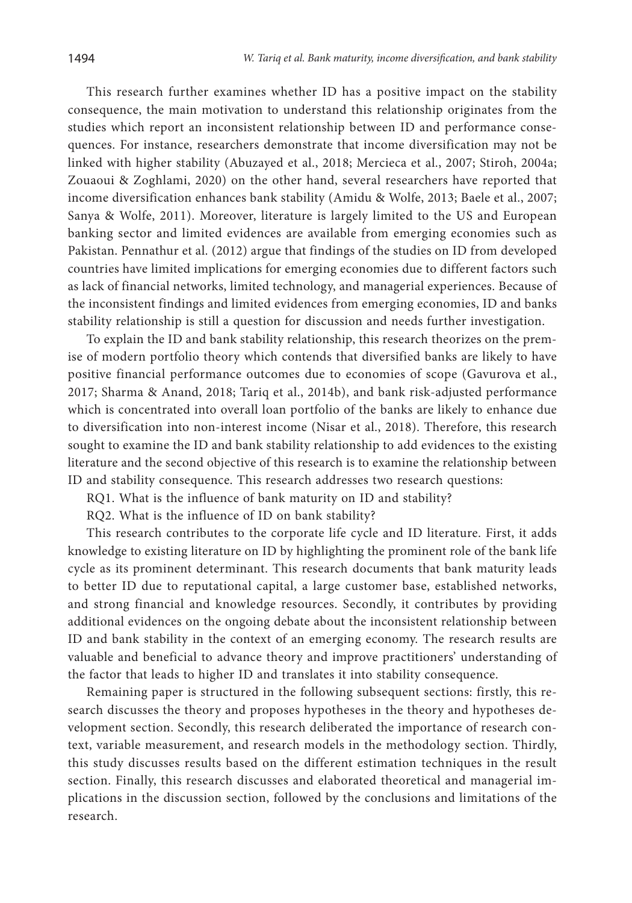This research further examines whether ID has a positive impact on the stability consequence, the main motivation to understand this relationship originates from the studies which report an inconsistent relationship between ID and performance consequences. For instance, researchers demonstrate that income diversification may not be linked with higher stability (Abuzayed et al., 2018; Mercieca et al., 2007; Stiroh, 2004a; Zouaoui & Zoghlami, 2020) on the other hand, several researchers have reported that income diversification enhances bank stability (Amidu & Wolfe, 2013; Baele et al., 2007; Sanya & Wolfe, 2011). Moreover, literature is largely limited to the US and European banking sector and limited evidences are available from emerging economies such as Pakistan. Pennathur et al. (2012) argue that findings of the studies on ID from developed countries have limited implications for emerging economies due to different factors such as lack of financial networks, limited technology, and managerial experiences. Because of the inconsistent findings and limited evidences from emerging economies, ID and banks stability relationship is still a question for discussion and needs further investigation.

To explain the ID and bank stability relationship, this research theorizes on the premise of modern portfolio theory which contends that diversified banks are likely to have positive financial performance outcomes due to economies of scope (Gavurova et al., 2017; Sharma & Anand, 2018; Tariq et al., 2014b), and bank risk-adjusted performance which is concentrated into overall loan portfolio of the banks are likely to enhance due to diversification into non-interest income (Nisar et al., 2018). Therefore, this research sought to examine the ID and bank stability relationship to add evidences to the existing literature and the second objective of this research is to examine the relationship between ID and stability consequence. This research addresses two research questions:

RQ1. What is the influence of bank maturity on ID and stability?

RQ2. What is the influence of ID on bank stability?

This research contributes to the corporate life cycle and ID literature. First, it adds knowledge to existing literature on ID by highlighting the prominent role of the bank life cycle as its prominent determinant. This research documents that bank maturity leads to better ID due to reputational capital, a large customer base, established networks, and strong financial and knowledge resources. Secondly, it contributes by providing additional evidences on the ongoing debate about the inconsistent relationship between ID and bank stability in the context of an emerging economy. The research results are valuable and beneficial to advance theory and improve practitioners' understanding of the factor that leads to higher ID and translates it into stability consequence.

Remaining paper is structured in the following subsequent sections: firstly, this research discusses the theory and proposes hypotheses in the theory and hypotheses development section. Secondly, this research deliberated the importance of research context, variable measurement, and research models in the methodology section. Thirdly, this study discusses results based on the different estimation techniques in the result section. Finally, this research discusses and elaborated theoretical and managerial implications in the discussion section, followed by the conclusions and limitations of the research.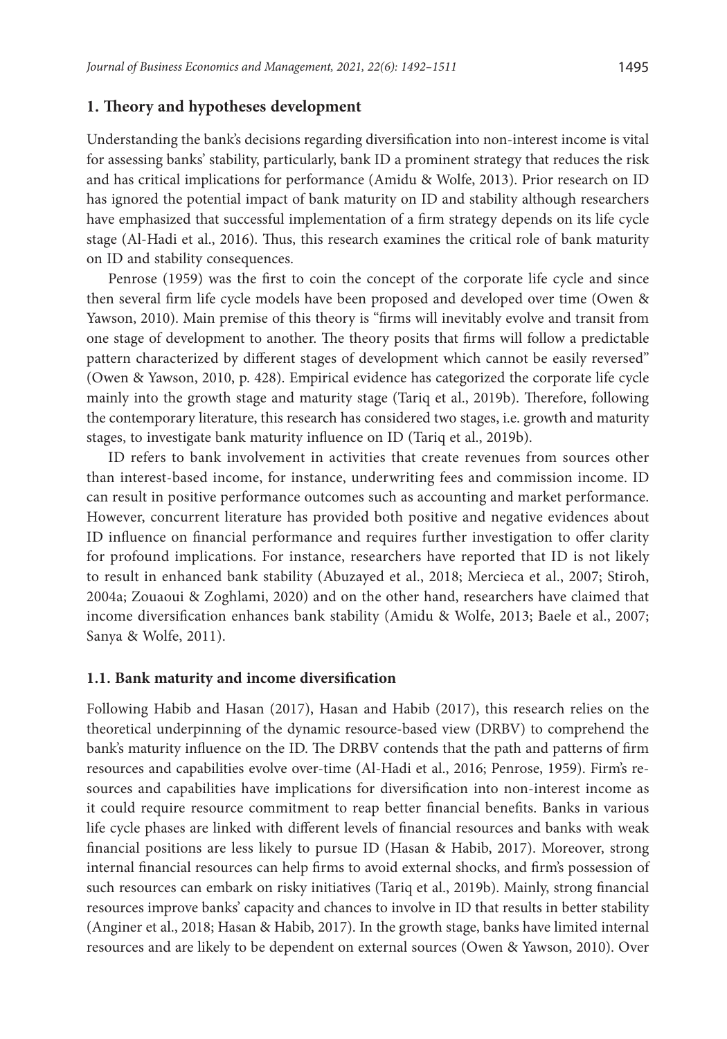## 1. Theory and hypotheses development

Understanding the bank's decisions regarding diversification into non-interest income is vital for assessing banks' stability, particularly, bank ID a prominent strategy that reduces the risk and has critical implications for performance (Amidu & Wolfe, 2013). Prior research on ID has ignored the potential impact of bank maturity on ID and stability although researchers have emphasized that successful implementation of a firm strategy depends on its life cycle stage (Al-Hadi et al., 2016). Thus, this research examines the critical role of bank maturity on ID and stability consequences.

Penrose (1959) was the first to coin the concept of the corporate life cycle and since then several firm life cycle models have been proposed and developed over time (Owen & Yawson, 2010). Main premise of this theory is "firms will inevitably evolve and transit from one stage of development to another. The theory posits that firms will follow a predictable pattern characterized by different stages of development which cannot be easily reversed" (Owen & Yawson, 2010, p. 428). Empirical evidence has categorized the corporate life cycle mainly into the growth stage and maturity stage (Tariq et al., 2019b). Therefore, following the contemporary literature, this research has considered two stages, i.e. growth and maturity stages, to investigate bank maturity influence on ID (Tariq et al., 2019b).

ID refers to bank involvement in activities that create revenues from sources other than interest-based income, for instance, underwriting fees and commission income. ID can result in positive performance outcomes such as accounting and market performance. However, concurrent literature has provided both positive and negative evidences about ID influence on financial performance and requires further investigation to offer clarity for profound implications. For instance, researchers have reported that ID is not likely to result in enhanced bank stability (Abuzayed et al., 2018; Mercieca et al., 2007; Stiroh, 2004a; Zouaoui & Zoghlami, 2020) and on the other hand, researchers have claimed that income diversification enhances bank stability (Amidu & Wolfe, 2013; Baele et al., 2007; Sanya & Wolfe, 2011).

### 1.1. Bank maturity and income diversification

Following Habib and Hasan (2017), Hasan and Habib (2017), this research relies on the theoretical underpinning of the dynamic resource-based view (DRBV) to comprehend the bank's maturity influence on the ID. The DRBV contends that the path and patterns of firm resources and capabilities evolve over-time (Al-Hadi et al., 2016; Penrose, 1959). Firm's resources and capabilities have implications for diversification into non-interest income as it could require resource commitment to reap better financial benefits. Banks in various life cycle phases are linked with different levels of financial resources and banks with weak financial positions are less likely to pursue ID (Hasan & Habib, 2017). Moreover, strong internal financial resources can help firms to avoid external shocks, and firm's possession of such resources can embark on risky initiatives (Tariq et al., 2019b). Mainly, strong financial resources improve banks' capacity and chances to involve in ID that results in better stability (Anginer et al., 2018; Hasan & Habib, 2017). In the growth stage, banks have limited internal resources and are likely to be dependent on external sources (Owen & Yawson, 2010). Over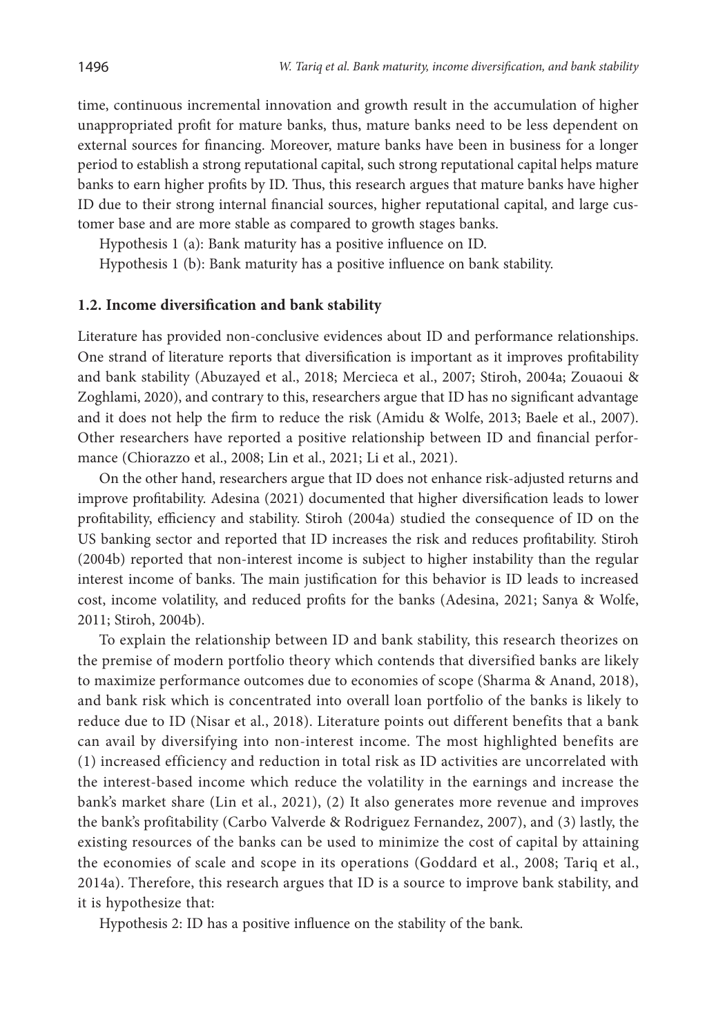time, continuous incremental innovation and growth result in the accumulation of higher unappropriated profit for mature banks, thus, mature banks need to be less dependent on external sources for financing. Moreover, mature banks have been in business for a longer period to establish a strong reputational capital, such strong reputational capital helps mature banks to earn higher profits by ID. Thus, this research argues that mature banks have higher ID due to their strong internal financial sources, higher reputational capital, and large customer base and are more stable as compared to growth stages banks.

Hypothesis 1 (a): Bank maturity has a positive influence on ID.

Hypothesis 1 (b): Bank maturity has a positive influence on bank stability.

### 1.2. Income diversification and bank stability

Literature has provided non-conclusive evidences about ID and performance relationships. One strand of literature reports that diversification is important as it improves profitability and bank stability (Abuzayed et al., 2018; Mercieca et al., 2007; Stiroh, 2004a; Zouaoui & Zoghlami, 2020), and contrary to this, researchers argue that ID has no significant advantage and it does not help the firm to reduce the risk (Amidu & Wolfe, 2013; Baele et al., 2007). Other researchers have reported a positive relationship between ID and financial performance (Chiorazzo et al., 2008; Lin et al., 2021; Li et al., 2021).

On the other hand, researchers argue that ID does not enhance risk-adjusted returns and improve profitability. Adesina (2021) documented that higher diversification leads to lower profitability, efficiency and stability. Stiroh (2004a) studied the consequence of ID on the US banking sector and reported that ID increases the risk and reduces profitability. Stiroh (2004b) reported that non-interest income is subject to higher instability than the regular interest income of banks. The main justification for this behavior is ID leads to increased cost, income volatility, and reduced profits for the banks (Adesina, 2021; Sanya & Wolfe, 2011; Stiroh, 2004b).

To explain the relationship between ID and bank stability, this research theorizes on the premise of modern portfolio theory which contends that diversified banks are likely to maximize performance outcomes due to economies of scope (Sharma & Anand, 2018), and bank risk which is concentrated into overall loan portfolio of the banks is likely to reduce due to ID (Nisar et al., 2018). Literature points out different benefits that a bank can avail by diversifying into non-interest income. The most highlighted benefits are (1) increased efficiency and reduction in total risk as ID activities are uncorrelated with the interest-based income which reduce the volatility in the earnings and increase the bank's market share (Lin et al., 2021), (2) It also generates more revenue and improves the bank's profitability (Carbo Valverde & Rodriguez Fernandez, 2007), and (3) lastly, the existing resources of the banks can be used to minimize the cost of capital by attaining the economies of scale and scope in its operations (Goddard et al., 2008; Tariq et al., 2014a). Therefore, this research argues that ID is a source to improve bank stability, and it is hypothesize that:

Hypothesis 2: ID has a positive influence on the stability of the bank.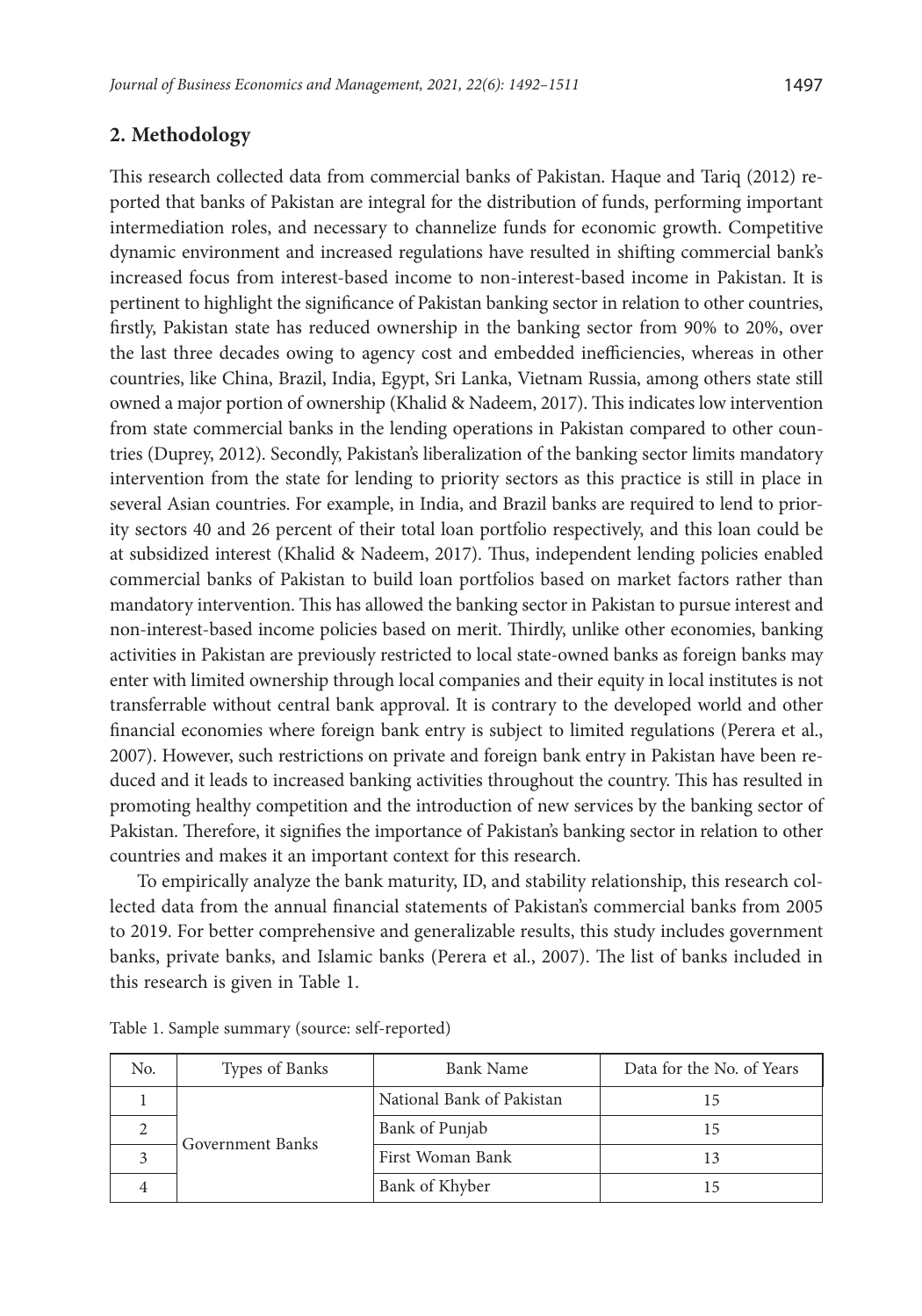## 2. Methodology

This research collected data from commercial banks of Pakistan. Haque and Tariq (2012) reported that banks of Pakistan are integral for the distribution of funds, performing important intermediation roles, and necessary to channelize funds for economic growth. Competitive dynamic environment and increased regulations have resulted in shifting commercial bank's increased focus from interest-based income to non-interest-based income in Pakistan. It is pertinent to highlight the significance of Pakistan banking sector in relation to other countries, firstly, Pakistan state has reduced ownership in the banking sector from 90% to 20%, over the last three decades owing to agency cost and embedded inefficiencies, whereas in other countries, like China, Brazil, India, Egypt, Sri Lanka, Vietnam Russia, among others state still owned a major portion of ownership (Khalid & Nadeem, 2017). This indicates low intervention from state commercial banks in the lending operations in Pakistan compared to other countries (Duprey, 2012). Secondly, Pakistan's liberalization of the banking sector limits mandatory intervention from the state for lending to priority sectors as this practice is still in place in several Asian countries. For example, in India, and Brazil banks are required to lend to priority sectors 40 and 26 percent of their total loan portfolio respectively, and this loan could be at subsidized interest (Khalid & Nadeem, 2017). Thus, independent lending policies enabled commercial banks of Pakistan to build loan portfolios based on market factors rather than mandatory intervention. This has allowed the banking sector in Pakistan to pursue interest and non-interest-based income policies based on merit. Thirdly, unlike other economies, banking activities in Pakistan are previously restricted to local state-owned banks as foreign banks may enter with limited ownership through local companies and their equity in local institutes is not transferrable without central bank approval. It is contrary to the developed world and other financial economies where foreign bank entry is subject to limited regulations (Perera et al., 2007). However, such restrictions on private and foreign bank entry in Pakistan have been reduced and it leads to increased banking activities throughout the country. This has resulted in promoting healthy competition and the introduction of new services by the banking sector of Pakistan. Therefore, it signifies the importance of Pakistan's banking sector in relation to other countries and makes it an important context for this research.

To empirically analyze the bank maturity, ID, and stability relationship, this research collected data from the annual financial statements of Pakistan's commercial banks from 2005 to 2019. For better comprehensive and generalizable results, this study includes government banks, private banks, and Islamic banks (Perera et al., 2007). The list of banks included in this research is given in Table 1.

Table 1. Sample summary (source: self-reported)

| No. | Types of Banks | Bank Name | Data for the No. of Years |
|---|---|---|---|
| 1 | Government Banks | National Bank of Pakistan | 15 |
| 2 | | Bank of Punjab | 15 |
| 3 | | First Woman Bank | 13 |
| 4 | | Bank of Khyber | 15 |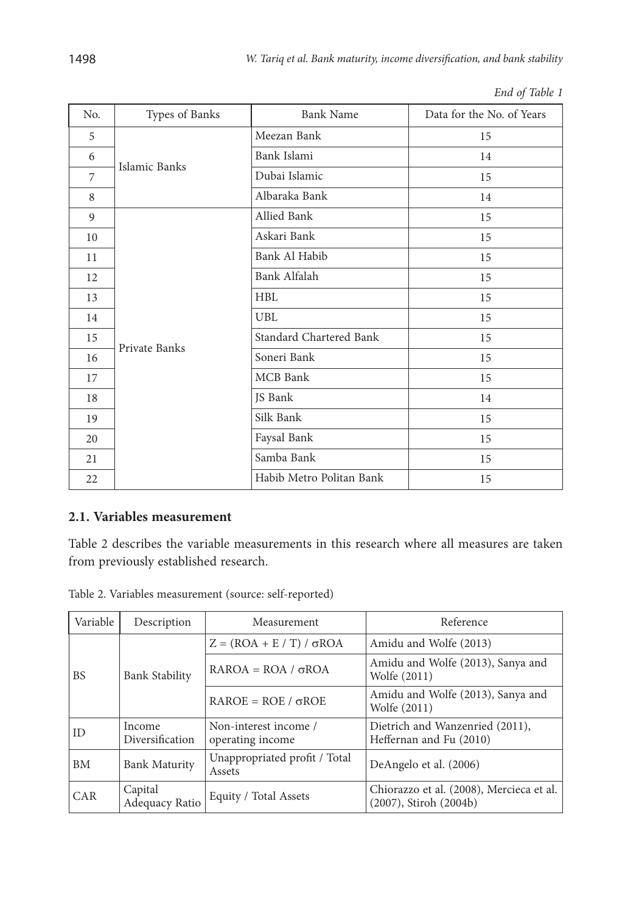*End of Table 1*

| No. | Types of Banks | Bank Name | Data for the No. of Years |
|---|---|---|---|
| 5 | Islamic Banks | Meezan Bank | 15 |
| 6 | | Bank Islami | 14 |
| 7 | | Dubai Islamic | 15 |
| 8 | | Albaraka Bank | 14 |
| 9 | Private Banks | Allied Bank | 15 |
| 10 | | Askari Bank | 15 |
| 11 | | Bank Al Habib | 15 |
| 12 | | Bank Alfalah | 15 |
| 13 | | HBL | 15 |
| 14 | | UBL | 15 |
| 15 | | Standard Chartered Bank | 15 |
| 16 | | Soneri Bank | 15 |
| 17 | | MCB Bank | 15 |
| 18 | | JS Bank | 14 |
| 19 | | Silk Bank | 15 |
| 20 | | Faysal Bank | 15 |
| 21 | | Samba Bank | 15 |
| 22 | | Habib Metro Politan Bank | 15 |

### 2.1. Variables measurement

Table 2 describes the variable measurements in this research where all measures are taken from previously established research.

Table 2. Variables measurement (source: self-reported)

| Variable | Description | Measurement | Reference |
|---|---|---|---|
| BS | Bank Stability | $Z = (ROA + E / T) / \sigma ROA$ | Amidu and Wolfe (2013) |
| | | $RAROA = ROA / \sigma ROA$ | Amidu and Wolfe (2013), Sanya and Wolfe (2011) |
| | | $RAROE = ROE / \sigma ROE$ | Amidu and Wolfe (2013), Sanya and Wolfe (2011) |
| ID | Income Diversification | Non-interest income / operating income | Dietrich and Wanzenried (2011), Heffernan and Fu (2010) |
| BM | Bank Maturity | Unappropriated profit / Total Assets | DeAngelo et al. (2006) |
| CAR | Capital Adequacy Ratio | Equity / Total Assets | Chiorazzo et al. (2008), Mercieca et al. (2007), Stiroh (2004b) |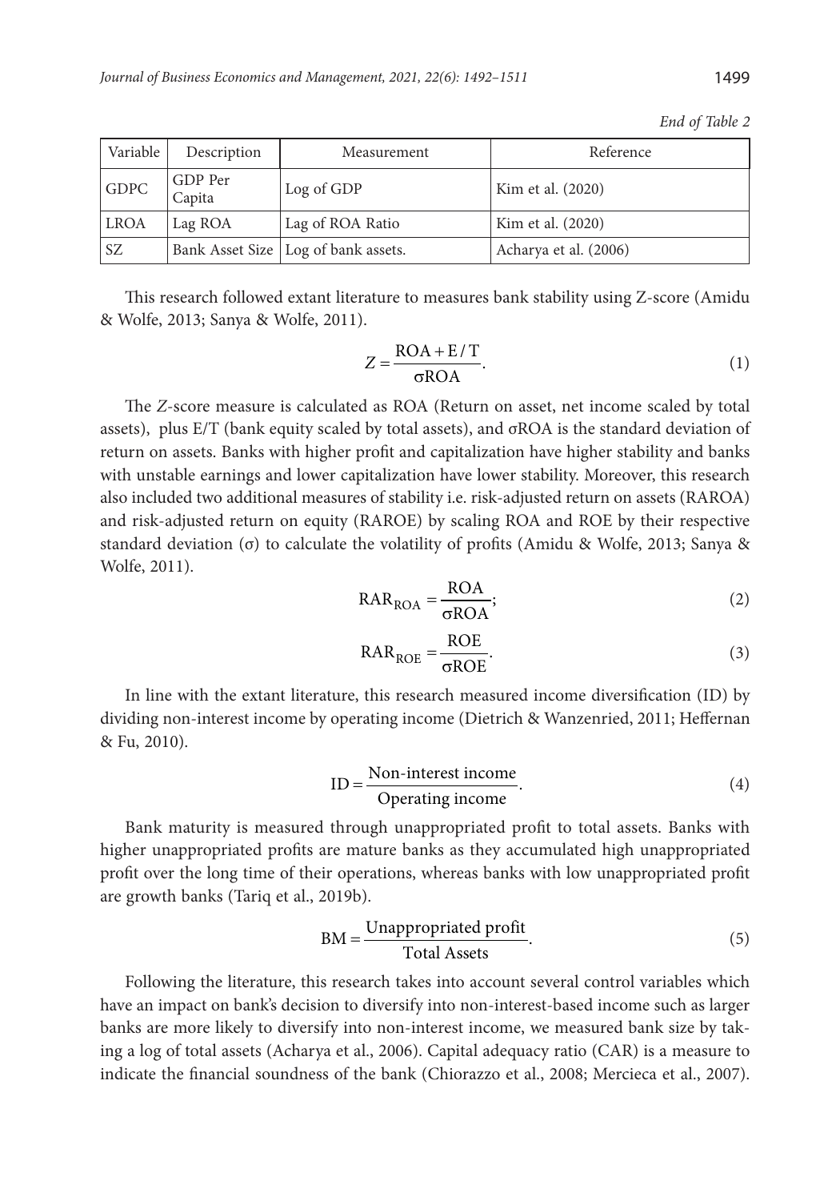*End of Table 2*

| Variable | Description | Measurement | Reference |
|---|---|---|---|
| GDPC | GDP Per Capita | Log of GDP | Kim et al. (2020) |
| LROA | Lag ROA | Lag of ROA Ratio | Kim et al. (2020) |
| SZ | Bank Asset Size | Log of bank assets. | Acharya et al. (2006) |

This research followed extant literature to measures bank stability using Z-score (Amidu & Wolfe, 2013; Sanya & Wolfe, 2011).

$$Z = \frac{\text{ROA} + \text{E}/\text{T}}{\sigma\text{ROA}}. \quad (1)$$

The *Z*-score measure is calculated as ROA (Return on asset, net income scaled by total assets), plus E/T (bank equity scaled by total assets), and σROA is the standard deviation of return on assets. Banks with higher profit and capitalization have higher stability and banks with unstable earnings and lower capitalization have lower stability. Moreover, this research also included two additional measures of stability i.e. risk-adjusted return on assets (RAROA) and risk-adjusted return on equity (RAROE) by scaling ROA and ROE by their respective standard deviation (σ) to calculate the volatility of profits (Amidu & Wolfe, 2013; Sanya & Wolfe, 2011).

$$\text{RAR}_{\text{ROA}} = \frac{\text{ROA}}{\sigma\text{ROA}}; \quad (2)$$

$$\text{RAR}_{\text{ROE}} = \frac{\text{ROE}}{\sigma\text{ROE}}. \quad (3)$$

In line with the extant literature, this research measured income diversification (ID) by dividing non-interest income by operating income (Dietrich & Wanzenried, 2011; Heffernan & Fu, 2010).

$$\text{ID} = \frac{\text{Non-interest income}}{\text{Operating income}}. \quad (4)$$

Bank maturity is measured through unappropriated profit to total assets. Banks with higher unappropriated profits are mature banks as they accumulated high unappropriated profit over the long time of their operations, whereas banks with low unappropriated profit are growth banks (Tariq et al., 2019b).

$$\text{BM} = \frac{\text{Unappropriated profit}}{\text{Total Assets}}. \quad (5)$$

Following the literature, this research takes into account several control variables which have an impact on bank's decision to diversify into non-interest-based income such as larger banks are more likely to diversify into non-interest income, we measured bank size by taking a log of total assets (Acharya et al., 2006). Capital adequacy ratio (CAR) is a measure to indicate the financial soundness of the bank (Chiorazzo et al., 2008; Mercieca et al., 2007).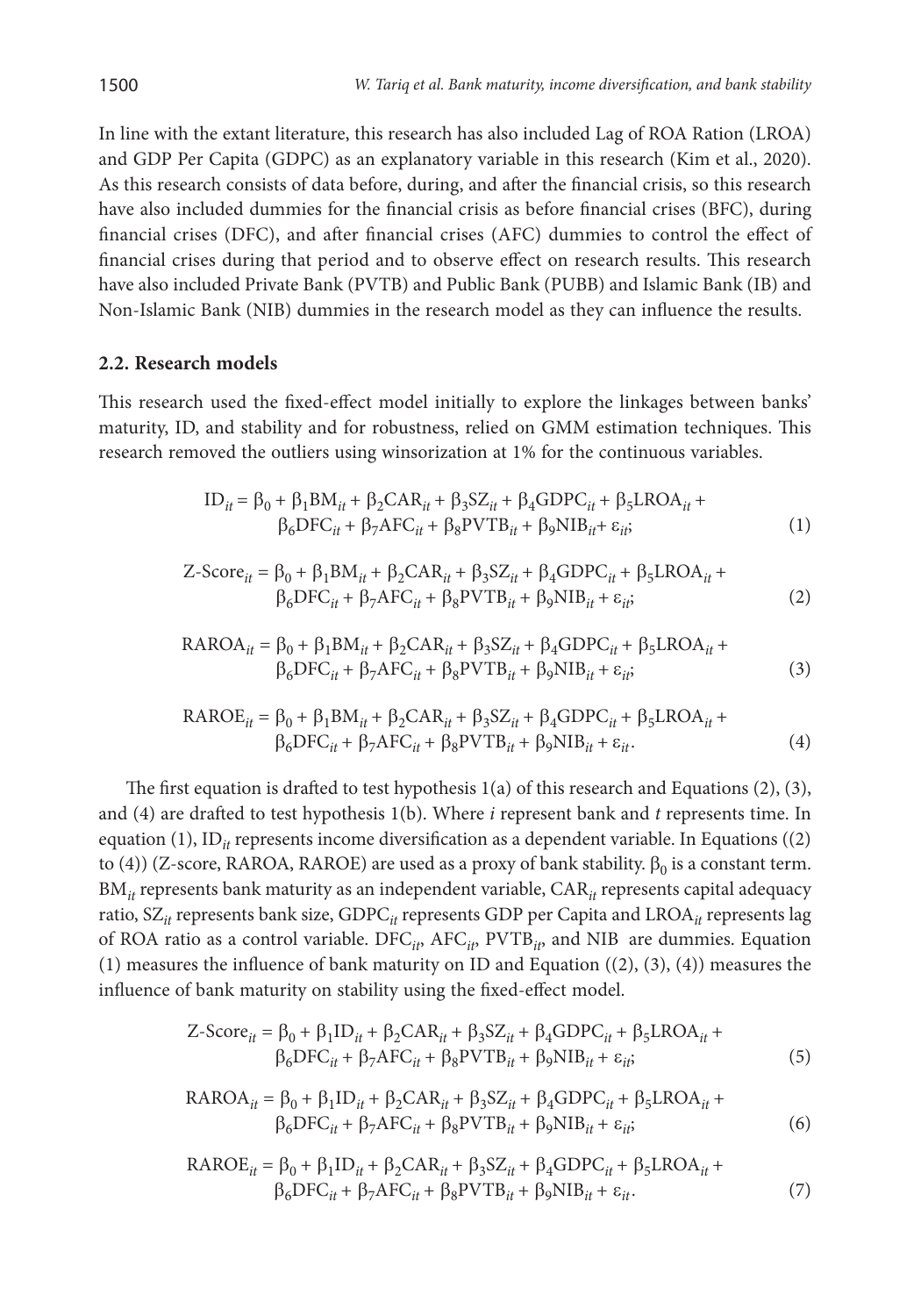In line with the extant literature, this research has also included Lag of ROA Ration (LROA) and GDP Per Capita (GDPC) as an explanatory variable in this research (Kim et al., 2020). As this research consists of data before, during, and after the financial crisis, so this research have also included dummies for the financial crisis as before financial crises (BFC), during financial crises (DFC), and after financial crises (AFC) dummies to control the effect of financial crises during that period and to observe effect on research results. This research have also included Private Bank (PVTB) and Public Bank (PUBB) and Islamic Bank (IB) and Non-Islamic Bank (NIB) dummies in the research model as they can influence the results.

### 2.2. Research models

This research used the fixed-effect model initially to explore the linkages between banks' maturity, ID, and stability and for robustness, relied on GMM estimation techniques. This research removed the outliers using winsorization at 1% for the continuous variables.

$$ID_{it} = \beta_0 + \beta_1 BM_{it} + \beta_2 CAR_{it} + \beta_3 SZ_{it} + \beta_4 GDPC_{it} + \beta_5 LROA_{it} + \beta_6 DFC_{it} + \beta_7 AFC_{it} + \beta_8 PVTB_{it} + \beta_9 NIB_{it} + \varepsilon_{it}; \quad (1)$$

$$\text{Z-Score}_{it} = \beta_0 + \beta_1 BM_{it} + \beta_2 CAR_{it} + \beta_3 SZ_{it} + \beta_4 GDPC_{it} + \beta_5 LROA_{it} + \beta_6 DFC_{it} + \beta_7 AFC_{it} + \beta_8 PVTB_{it} + \beta_9 NIB_{it} + \varepsilon_{it}; \quad (2)$$

$$RAROA_{it} = \beta_0 + \beta_1 BM_{it} + \beta_2 CAR_{it} + \beta_3 SZ_{it} + \beta_4 GDPC_{it} + \beta_5 LROA_{it} + \beta_6 DFC_{it} + \beta_7 AFC_{it} + \beta_8 PVTB_{it} + \beta_9 NIB_{it} + \varepsilon_{it}; \quad (3)$$

$$RAROE_{it} = \beta_0 + \beta_1 BM_{it} + \beta_2 CAR_{it} + \beta_3 SZ_{it} + \beta_4 GDPC_{it} + \beta_5 LROA_{it} + \beta_6 DFC_{it} + \beta_7 AFC_{it} + \beta_8 PVTB_{it} + \beta_9 NIB_{it} + \varepsilon_{it}. \quad (4)$$

The first equation is drafted to test hypothesis 1(a) of this research and Equations (2), (3), and (4) are drafted to test hypothesis 1(b). Where *i* represent bank and *t* represents time. In equation (1), $ID_{it}$ represents income diversification as a dependent variable. In Equations ((2) to (4)) (Z-score, RAROA, RAROE) are used as a proxy of bank stability. $\beta_0$ is a constant term. $BM_{it}$ represents bank maturity as an independent variable, $CAR_{it}$ represents capital adequacy ratio, $SZ_{it}$ represents bank size, $GDPC_{it}$ represents GDP per Capita and $LROA_{it}$ represents lag of ROA ratio as a control variable. $DFC_{it}$, $AFC_{it}$, $PVTB_{it}$, and NIB are dummies. Equation (1) measures the influence of bank maturity on ID and Equation ((2), (3), (4)) measures the influence of bank maturity on stability using the fixed-effect model.

$$\text{Z-Score}_{it} = \beta_0 + \beta_1 ID_{it} + \beta_2 CAR_{it} + \beta_3 SZ_{it} + \beta_4 GDPC_{it} + \beta_5 LROA_{it} + \beta_6 DFC_{it} + \beta_7 AFC_{it} + \beta_8 PVTB_{it} + \beta_9 NIB_{it} + \varepsilon_{it}; \quad (5)$$

$$RAROA_{it} = \beta_0 + \beta_1 ID_{it} + \beta_2 CAR_{it} + \beta_3 SZ_{it} + \beta_4 GDPC_{it} + \beta_5 LROA_{it} + \beta_6 DFC_{it} + \beta_7 AFC_{it} + \beta_8 PVTB_{it} + \beta_9 NIB_{it} + \varepsilon_{it}; \quad (6)$$

$$RAROE_{it} = \beta_0 + \beta_1 ID_{it} + \beta_2 CAR_{it} + \beta_3 SZ_{it} + \beta_4 GDPC_{it} + \beta_5 LROA_{it} + \beta_6 DFC_{it} + \beta_7 AFC_{it} + \beta_8 PVTB_{it} + \beta_9 NIB_{it} + \varepsilon_{it}. \quad (7)$$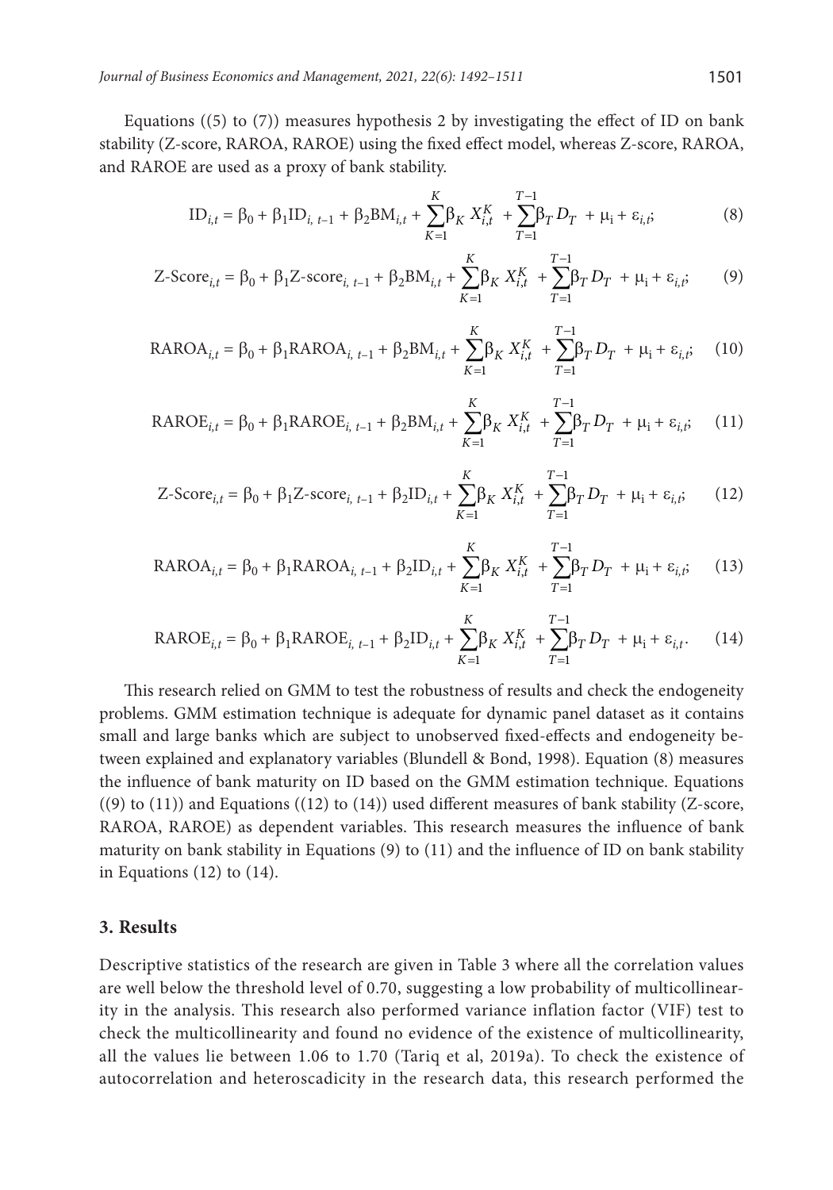Equations ((5) to (7)) measures hypothesis 2 by investigating the effect of ID on bank stability (Z-score, RAROA, RAROE) using the fixed effect model, whereas Z-score, RAROA, and RAROE are used as a proxy of bank stability.

$$\text{ID}_{i,t} = \beta_0 + \beta_1\text{ID}_{i,\,t-1} + \beta_2\text{BM}_{i,t} + \sum_{K=1}^{K}\beta_K X_{i,t}^{K} + \sum_{T=1}^{T-1}\beta_T D_T + \mu_i + \varepsilon_{i,t}; \tag{8}$$

$$\text{Z-Score}_{i,t} = \beta_0 + \beta_1\text{Z-score}_{i,\,t-1} + \beta_2\text{BM}_{i,t} + \sum_{K=1}^{K}\beta_K X_{i,t}^{K} + \sum_{T=1}^{T-1}\beta_T D_T + \mu_i + \varepsilon_{i,t}; \tag{9}$$

$$\text{RAROA}_{i,t} = \beta_0 + \beta_1\text{RAROA}_{i,\,t-1} + \beta_2\text{BM}_{i,t} + \sum_{K=1}^{K}\beta_K X_{i,t}^{K} + \sum_{T=1}^{T-1}\beta_T D_T + \mu_i + \varepsilon_{i,t}; \tag{10}$$

$$\text{RAROE}_{i,t} = \beta_0 + \beta_1\text{RAROE}_{i,\,t-1} + \beta_2\text{BM}_{i,t} + \sum_{K=1}^{K}\beta_K X_{i,t}^{K} + \sum_{T=1}^{T-1}\beta_T D_T + \mu_i + \varepsilon_{i,t}; \tag{11}$$

$$\text{Z-Score}_{i,t} = \beta_0 + \beta_1\text{Z-score}_{i,\,t-1} + \beta_2\text{ID}_{i,t} + \sum_{K=1}^{K}\beta_K X_{i,t}^{K} + \sum_{T=1}^{T-1}\beta_T D_T + \mu_i + \varepsilon_{i,t}; \tag{12}$$

$$\text{RAROA}_{i,t} = \beta_0 + \beta_1\text{RAROA}_{i,\,t-1} + \beta_2\text{ID}_{i,t} + \sum_{K=1}^{K}\beta_K X_{i,t}^{K} + \sum_{T=1}^{T-1}\beta_T D_T + \mu_i + \varepsilon_{i,t}; \tag{13}$$

$$\text{RAROE}_{i,t} = \beta_0 + \beta_1\text{RAROE}_{i,\,t-1} + \beta_2\text{ID}_{i,t} + \sum_{K=1}^{K}\beta_K X_{i,t}^{K} + \sum_{T=1}^{T-1}\beta_T D_T + \mu_i + \varepsilon_{i,t}. \tag{14}$$

This research relied on GMM to test the robustness of results and check the endogeneity problems. GMM estimation technique is adequate for dynamic panel dataset as it contains small and large banks which are subject to unobserved fixed-effects and endogeneity between explained and explanatory variables (Blundell & Bond, 1998). Equation (8) measures the influence of bank maturity on ID based on the GMM estimation technique. Equations ((9) to (11)) and Equations ((12) to (14)) used different measures of bank stability (Z-score, RAROA, RAROE) as dependent variables. This research measures the influence of bank maturity on bank stability in Equations (9) to (11) and the influence of ID on bank stability in Equations (12) to (14).

## 3. Results

Descriptive statistics of the research are given in Table 3 where all the correlation values are well below the threshold level of 0.70, suggesting a low probability of multicollinearity in the analysis. This research also performed variance inflation factor (VIF) test to check the multicollinearity and found no evidence of the existence of multicollinearity, all the values lie between 1.06 to 1.70 (Tariq et al, 2019a). To check the existence of autocorrelation and heteroscadicity in the research data, this research performed the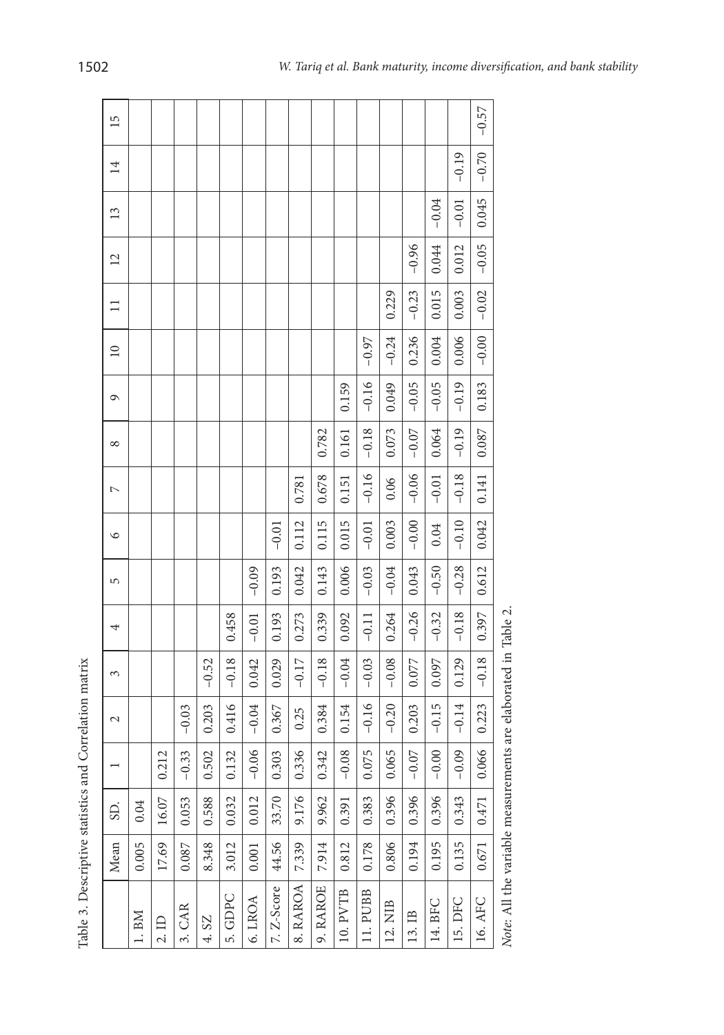Table 3. Descriptive statistics and Correlation matrix

| | Mean | SD. | 1 | 2 | 3 | 4 | 5 | 6 | 7 | 8 | 9 | 10 | 11 | 12 | 13 | 14 | 15 |
|---|---|---|---|---|---|---|---|---|---|---|---|---|---|---|---|---|---|
| 1. BM | 0.005 | 0.04 | | | | | | | | | | | | | | | |
| 2. ID | 17.69 | 16.07 | 0.212 | | | | | | | | | | | | | | |
| 3. CAR | 0.087 | 0.053 | −0.33 | −0.03 | | | | | | | | | | | | | |
| 4. SZ | 8.348 | 0.588 | 0.502 | 0.203 | −0.52 | | | | | | | | | | | | |
| 5. GDPC | 3.012 | 0.032 | 0.132 | 0.416 | −0.18 | 0.458 | | | | | | | | | | | |
| 6. LROA | 0.001 | 0.012 | −0.06 | −0.04 | 0.042 | −0.01 | −0.09 | | | | | | | | | | |
| 7. Z-Score | 44.56 | 33.70 | 0.303 | 0.367 | 0.029 | 0.193 | 0.193 | −0.01 | | | | | | | | | |
| 8. RAROA | 7.339 | 9.176 | 0.336 | 0.25 | −0.17 | 0.273 | 0.042 | 0.112 | 0.781 | | | | | | | | |
| 9. RAROE | 7.914 | 9.962 | 0.342 | 0.384 | −0.18 | 0.339 | 0.143 | 0.115 | 0.678 | 0.782 | | | | | | | |
| 10. PVTB | 0.812 | 0.391 | −0.08 | 0.154 | −0.04 | 0.092 | 0.006 | 0.015 | 0.151 | 0.161 | 0.159 | | | | | | |
| 11. PUBB | 0.178 | 0.383 | 0.075 | −0.16 | −0.03 | −0.11 | −0.03 | −0.01 | −0.16 | −0.18 | −0.16 | −0.97 | | | | | |
| 12. NIB | 0.806 | 0.396 | 0.065 | −0.20 | −0.08 | 0.264 | −0.04 | 0.003 | 0.06 | 0.073 | 0.049 | −0.24 | 0.229 | | | | |
| 13. IB | 0.194 | 0.396 | −0.07 | 0.203 | 0.077 | −0.26 | 0.043 | −0.00 | −0.06 | −0.07 | −0.05 | 0.236 | −0.23 | −0.96 | | | |
| 14. BFC | 0.195 | 0.396 | −0.00 | −0.15 | 0.097 | −0.32 | −0.50 | 0.04 | −0.01 | 0.064 | −0.05 | 0.004 | 0.015 | 0.044 | −0.04 | | |
| 15. DFC | 0.135 | 0.343 | −0.09 | −0.14 | 0.129 | −0.18 | −0.28 | −0.10 | −0.18 | −0.19 | −0.19 | 0.006 | 0.003 | 0.012 | −0.01 | −0.19 | |
| 16. AFC | 0.671 | 0.471 | 0.066 | 0.223 | −0.18 | 0.397 | 0.612 | 0.042 | 0.141 | 0.087 | 0.183 | −0.00 | −0.02 | −0.05 | 0.045 | −0.70 | −0.57 |

*Note*: All the variable measurements are elaborated in Table 2.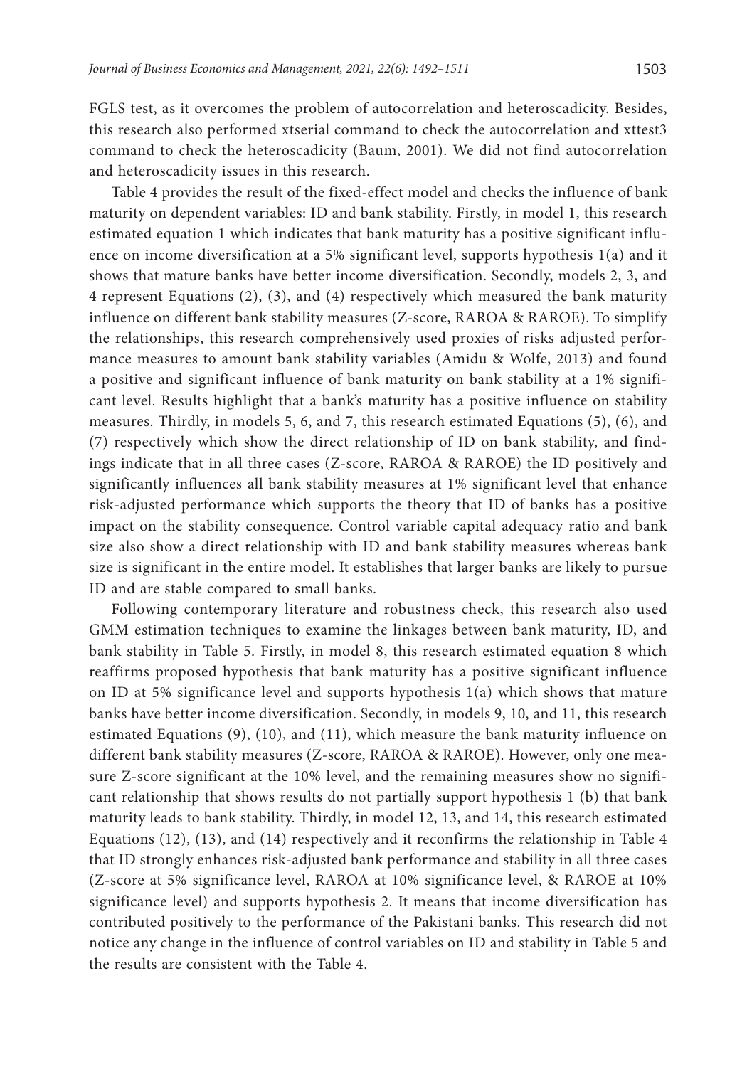FGLS test, as it overcomes the problem of autocorrelation and heteroscadicity. Besides, this research also performed xtserial command to check the autocorrelation and xttest3 command to check the heteroscadicity (Baum, 2001). We did not find autocorrelation and heteroscadicity issues in this research.

Table 4 provides the result of the fixed-effect model and checks the influence of bank maturity on dependent variables: ID and bank stability. Firstly, in model 1, this research estimated equation 1 which indicates that bank maturity has a positive significant influence on income diversification at a 5% significant level, supports hypothesis 1(a) and it shows that mature banks have better income diversification. Secondly, models 2, 3, and 4 represent Equations (2), (3), and (4) respectively which measured the bank maturity influence on different bank stability measures (Z-score, RAROA & RAROE). To simplify the relationships, this research comprehensively used proxies of risks adjusted performance measures to amount bank stability variables (Amidu & Wolfe, 2013) and found a positive and significant influence of bank maturity on bank stability at a 1% significant level. Results highlight that a bank's maturity has a positive influence on stability measures. Thirdly, in models 5, 6, and 7, this research estimated Equations (5), (6), and (7) respectively which show the direct relationship of ID on bank stability, and findings indicate that in all three cases (Z-score, RAROA & RAROE) the ID positively and significantly influences all bank stability measures at 1% significant level that enhance risk-adjusted performance which supports the theory that ID of banks has a positive impact on the stability consequence. Control variable capital adequacy ratio and bank size also show a direct relationship with ID and bank stability measures whereas bank size is significant in the entire model. It establishes that larger banks are likely to pursue ID and are stable compared to small banks.

Following contemporary literature and robustness check, this research also used GMM estimation techniques to examine the linkages between bank maturity, ID, and bank stability in Table 5. Firstly, in model 8, this research estimated equation 8 which reaffirms proposed hypothesis that bank maturity has a positive significant influence on ID at 5% significance level and supports hypothesis 1(a) which shows that mature banks have better income diversification. Secondly, in models 9, 10, and 11, this research estimated Equations (9), (10), and (11), which measure the bank maturity influence on different bank stability measures (Z-score, RAROA & RAROE). However, only one measure Z-score significant at the 10% level, and the remaining measures show no significant relationship that shows results do not partially support hypothesis 1 (b) that bank maturity leads to bank stability. Thirdly, in model 12, 13, and 14, this research estimated Equations (12), (13), and (14) respectively and it reconfirms the relationship in Table 4 that ID strongly enhances risk-adjusted bank performance and stability in all three cases (Z-score at 5% significance level, RAROA at 10% significance level, & RAROE at 10% significance level) and supports hypothesis 2. It means that income diversification has contributed positively to the performance of the Pakistani banks. This research did not notice any change in the influence of control variables on ID and stability in Table 5 and the results are consistent with the Table 4.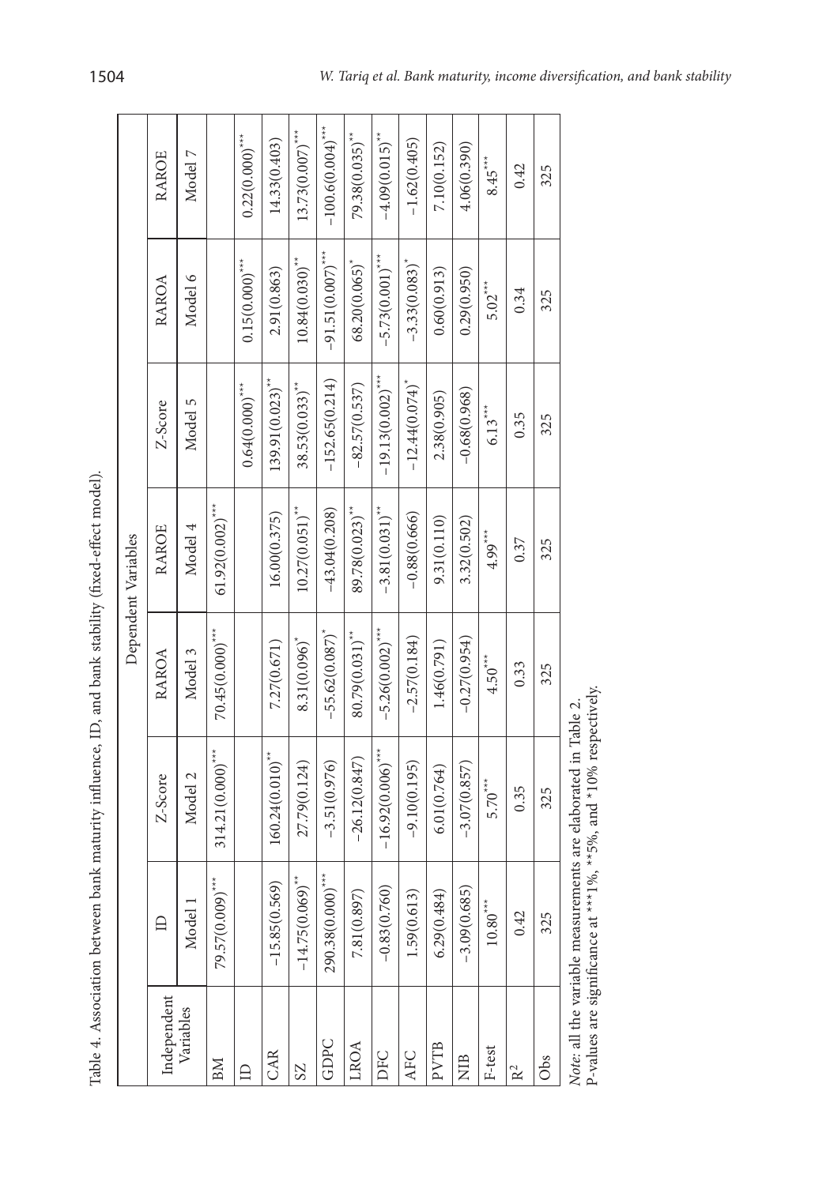Table 4. Association between bank maturity influence, ID, and bank stability (fixed-effect model).

| Independent Variables | Dependent Variables | | | | | | |
|---|---|---|---|---|---|---|---|
| | ID | Z-Score | RAROA | RAROE | Z-Score | RAROA | RAROE |
| | Model 1 | Model 2 | Model 3 | Model 4 | Model 5 | Model 6 | Model 7 |
| BM | 79.57(0.009)*** | 314.21(0.000)*** | 70.45(0.000)*** | 61.92(0.002)*** | | | |
| ID | | | | | 0.64(0.000)*** | 0.15(0.000)*** | 0.22(0.000)*** |
| CAR | −15.85(0.569) | 160.24(0.010)** | 7.27(0.671) | 16.00(0.375) | 139.91(0.023)** | 2.91(0.863) | 14.33(0.403) |
| SZ | −14.75(0.069)** | 27.79(0.124) | 8.31(0.096)* | 10.27(0.051)** | 38.53(0.033)** | 10.84(0.030)** | 13.73(0.007)*** |
| GDPC | 290.38(0.000)*** | −3.51(0.976) | −55.62(0.087)* | −43.04(0.208) | −152.65(0.214) | −91.51(0.007)*** | −100.6(0.004)*** |
| LROA | 7.81(0.897) | −26.12(0.847) | 80.79(0.031)** | 89.78(0.023)** | −82.57(0.537) | 68.20(0.065)* | 79.38(0.035)** |
| DFC | −0.83(0.760) | −16.92(0.006)*** | −5.26(0.002)*** | −3.81(0.031)** | −19.13(0.002)*** | −5.73(0.001)*** | −4.09(0.015)** |
| AFC | 1.59(0.613) | −9.10(0.195) | −2.57(0.184) | −0.88(0.666) | −12.44(0.074)* | −3.33(0.083)* | −1.62(0.405) |
| PVTB | 6.29(0.484) | 6.01(0.764) | 1.46(0.791) | 9.31(0.110) | 2.38(0.905) | 0.60(0.913) | 7.10(0.152) |
| NIB | −3.09(0.685) | −3.07(0.857) | −0.27(0.954) | 3.32(0.502) | −0.68(0.968) | 0.29(0.950) | 4.06(0.390) |
| F-test | 10.80*** | 5.70*** | 4.50*** | 4.99*** | 6.13*** | 5.02*** | 8.45*** |
| $R^2$ | 0.42 | 0.35 | 0.33 | 0.37 | 0.35 | 0.34 | 0.42 |
| Obs | 325 | 325 | 325 | 325 | 325 | 325 | 325 |

*Note*: all the variable measurements are elaborated in Table 2.
P-values are significance at ***1%, **5%, and *10% respectively.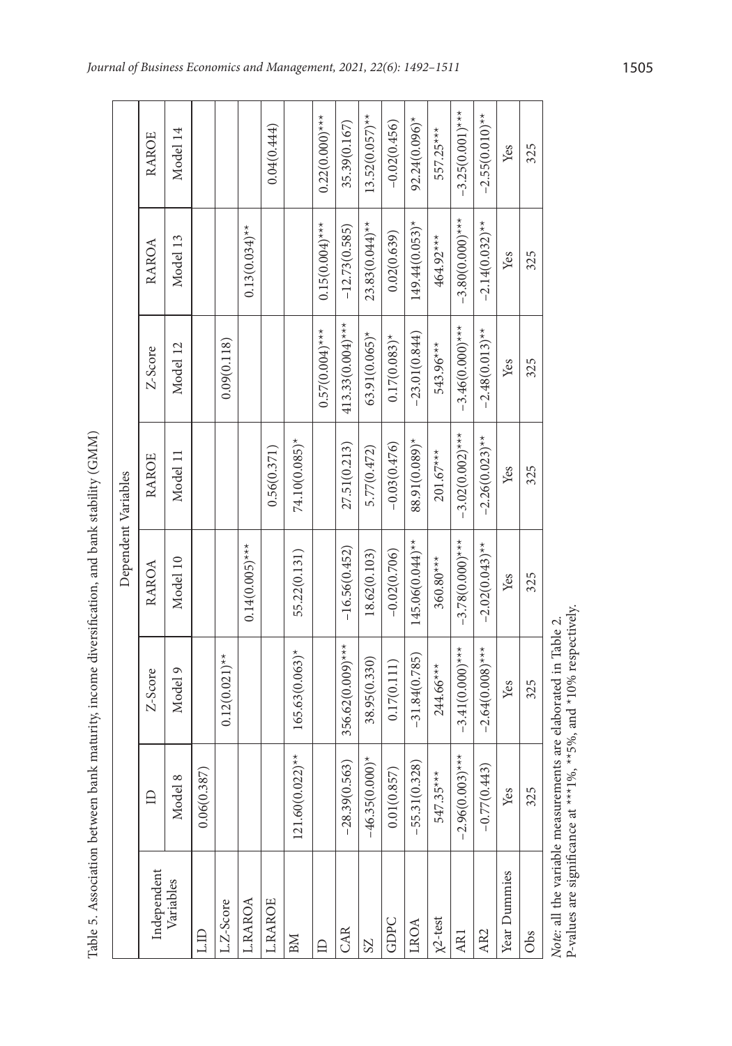Table 5. Association between bank maturity, income diversification, and bank stability (GMM)

| Independent Variables | Dependent Variables | | | | | | |
|---|---|---|---|---|---|---|---|
| | ID | Z-Score | RAROA | RAROE | Z-Score | RAROA | RAROE |
| | Model 8 | Model 9 | Model 10 | Model 11 | Model 12 | Model 13 | Model 14 |
| L.ID | 0.06(0.387) | | | | | | |
| L.Z-Score | | 0.12(0.021)** | | | 0.09(0.118) | | |
| L.RAROA | | | 0.14(0.005)*** | | | 0.13(0.034)** | |
| L.RAROE | | | | 0.56(0.371) | | | 0.04(0.444) |
| BM | 121.60(0.022)** | 165.63(0.063)* | 55.22(0.131) | 74.10(0.085)* | | | |
| ID | | | | | 0.57(0.004)*** | 0.15(0.004)*** | 0.22(0.000)*** |
| CAR | −28.39(0.563) | 356.62(0.009)*** | −16.56(0.452) | 27.51(0.213) | 413.33(0.004)*** | −12.73(0.585) | 35.39(0.167) |
| SZ | −46.35(0.000)* | 38.95(0.330) | 18.62(0.103) | 5.77(0.472) | 63.91(0.065)* | 23.83(0.044)** | 13.52(0.057)** |
| GDPC | 0.01(0.857) | 0.17(0.111) | −0.02(0.706) | −0.03(0.476) | 0.17(0.083)* | 0.02(0.639) | −0.02(0.456) |
| LROA | −55.31(0.328) | −31.84(0.785) | 145.06(0.044)** | 88.91(0.089)* | −23.01(0.844) | 149.44(0.053)* | 92.24(0.096)* |
| $\chi^2$-test | 547.35*** | 244.66*** | 360.80*** | 201.67*** | 543.96*** | 464.92*** | 557.25*** |
| AR1 | −2.96(0.003)*** | −3.41(0.000)*** | −3.78(0.000)*** | −3.02(0.002)*** | −3.46(0.000)*** | −3.80(0.000)*** | −3.25(0.001)*** |
| AR2 | −0.77(0.443) | −2.64(0.008)*** | −2.02(0.043)** | −2.26(0.023)** | −2.48(0.013)** | −2.14(0.032)** | −2.55(0.010)** |
| Year Dummies | Yes | Yes | Yes | Yes | Yes | Yes | Yes |
| Obs | 325 | 325 | 325 | 325 | 325 | 325 | 325 |

*Note*: all the variable measurements are elaborated in Table 2.
P-values are significance at ***1%, **5%, and *10% respectively.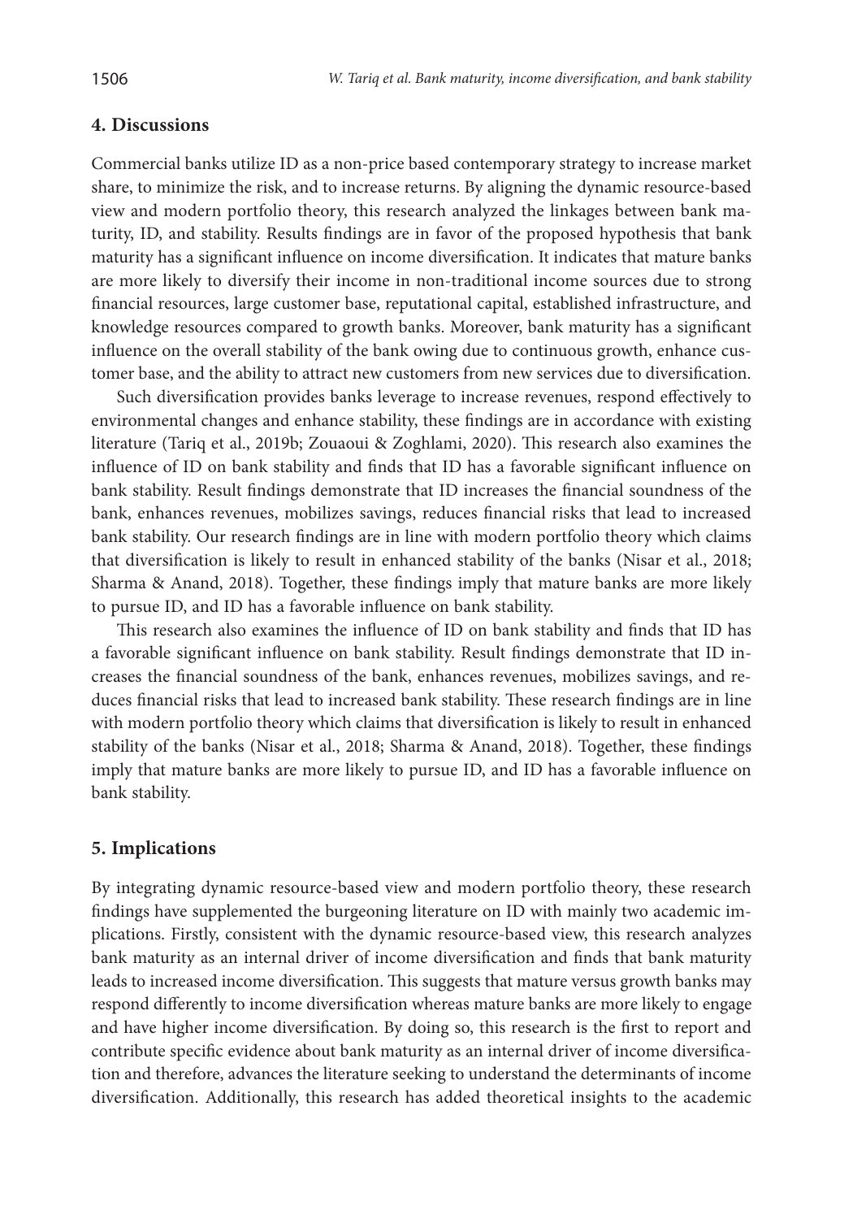## 4. Discussions

Commercial banks utilize ID as a non-price based contemporary strategy to increase market share, to minimize the risk, and to increase returns. By aligning the dynamic resource-based view and modern portfolio theory, this research analyzed the linkages between bank maturity, ID, and stability. Results findings are in favor of the proposed hypothesis that bank maturity has a significant influence on income diversification. It indicates that mature banks are more likely to diversify their income in non-traditional income sources due to strong financial resources, large customer base, reputational capital, established infrastructure, and knowledge resources compared to growth banks. Moreover, bank maturity has a significant influence on the overall stability of the bank owing due to continuous growth, enhance customer base, and the ability to attract new customers from new services due to diversification.

Such diversification provides banks leverage to increase revenues, respond effectively to environmental changes and enhance stability, these findings are in accordance with existing literature (Tariq et al., 2019b; Zouaoui & Zoghlami, 2020). This research also examines the influence of ID on bank stability and finds that ID has a favorable significant influence on bank stability. Result findings demonstrate that ID increases the financial soundness of the bank, enhances revenues, mobilizes savings, reduces financial risks that lead to increased bank stability. Our research findings are in line with modern portfolio theory which claims that diversification is likely to result in enhanced stability of the banks (Nisar et al., 2018; Sharma & Anand, 2018). Together, these findings imply that mature banks are more likely to pursue ID, and ID has a favorable influence on bank stability.

This research also examines the influence of ID on bank stability and finds that ID has a favorable significant influence on bank stability. Result findings demonstrate that ID increases the financial soundness of the bank, enhances revenues, mobilizes savings, and reduces financial risks that lead to increased bank stability. These research findings are in line with modern portfolio theory which claims that diversification is likely to result in enhanced stability of the banks (Nisar et al., 2018; Sharma & Anand, 2018). Together, these findings imply that mature banks are more likely to pursue ID, and ID has a favorable influence on bank stability.

## 5. Implications

By integrating dynamic resource-based view and modern portfolio theory, these research findings have supplemented the burgeoning literature on ID with mainly two academic implications. Firstly, consistent with the dynamic resource-based view, this research analyzes bank maturity as an internal driver of income diversification and finds that bank maturity leads to increased income diversification. This suggests that mature versus growth banks may respond differently to income diversification whereas mature banks are more likely to engage and have higher income diversification. By doing so, this research is the first to report and contribute specific evidence about bank maturity as an internal driver of income diversification and therefore, advances the literature seeking to understand the determinants of income diversification. Additionally, this research has added theoretical insights to the academic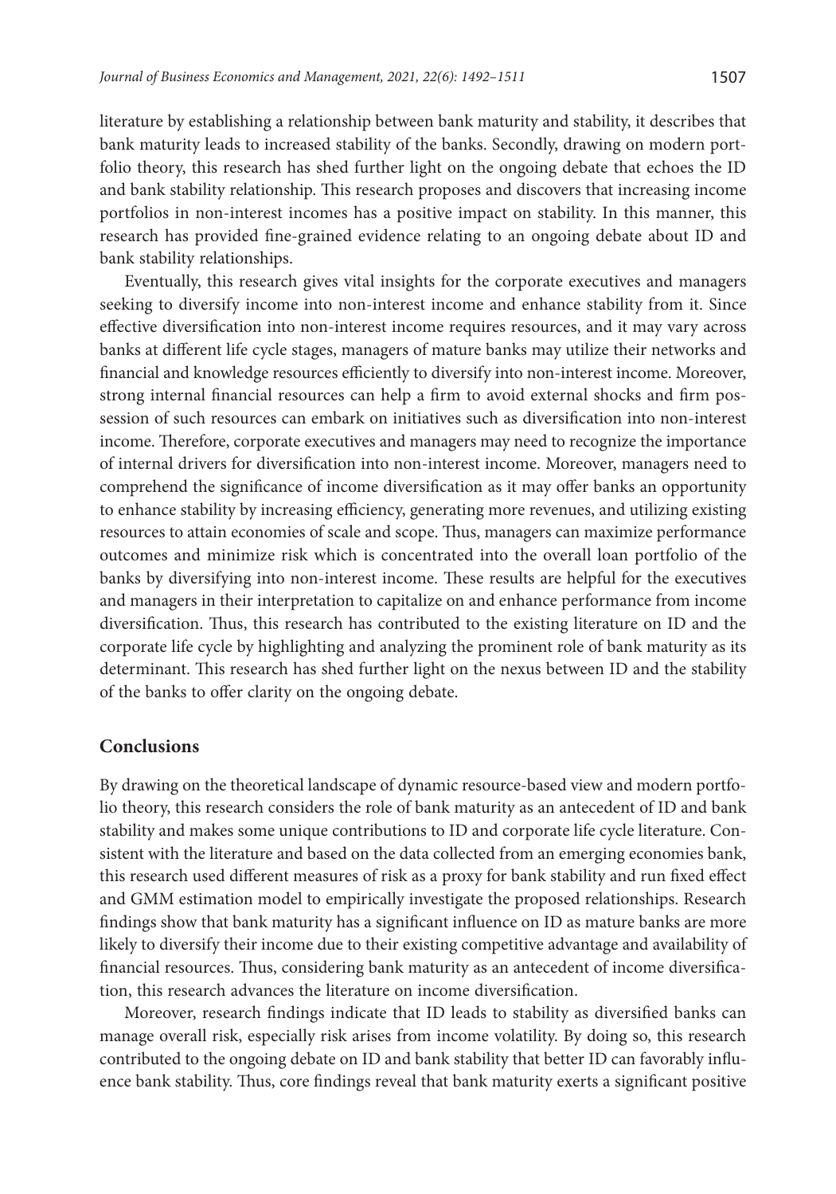literature by establishing a relationship between bank maturity and stability, it describes that bank maturity leads to increased stability of the banks. Secondly, drawing on modern portfolio theory, this research has shed further light on the ongoing debate that echoes the ID and bank stability relationship. This research proposes and discovers that increasing income portfolios in non-interest incomes has a positive impact on stability. In this manner, this research has provided fine-grained evidence relating to an ongoing debate about ID and bank stability relationships.

Eventually, this research gives vital insights for the corporate executives and managers seeking to diversify income into non-interest income and enhance stability from it. Since effective diversification into non-interest income requires resources, and it may vary across banks at different life cycle stages, managers of mature banks may utilize their networks and financial and knowledge resources efficiently to diversify into non-interest income. Moreover, strong internal financial resources can help a firm to avoid external shocks and firm possession of such resources can embark on initiatives such as diversification into non-interest income. Therefore, corporate executives and managers may need to recognize the importance of internal drivers for diversification into non-interest income. Moreover, managers need to comprehend the significance of income diversification as it may offer banks an opportunity to enhance stability by increasing efficiency, generating more revenues, and utilizing existing resources to attain economies of scale and scope. Thus, managers can maximize performance outcomes and minimize risk which is concentrated into the overall loan portfolio of the banks by diversifying into non-interest income. These results are helpful for the executives and managers in their interpretation to capitalize on and enhance performance from income diversification. Thus, this research has contributed to the existing literature on ID and the corporate life cycle by highlighting and analyzing the prominent role of bank maturity as its determinant. This research has shed further light on the nexus between ID and the stability of the banks to offer clarity on the ongoing debate.

## Conclusions

By drawing on the theoretical landscape of dynamic resource-based view and modern portfolio theory, this research considers the role of bank maturity as an antecedent of ID and bank stability and makes some unique contributions to ID and corporate life cycle literature. Consistent with the literature and based on the data collected from an emerging economies bank, this research used different measures of risk as a proxy for bank stability and run fixed effect and GMM estimation model to empirically investigate the proposed relationships. Research findings show that bank maturity has a significant influence on ID as mature banks are more likely to diversify their income due to their existing competitive advantage and availability of financial resources. Thus, considering bank maturity as an antecedent of income diversification, this research advances the literature on income diversification.

Moreover, research findings indicate that ID leads to stability as diversified banks can manage overall risk, especially risk arises from income volatility. By doing so, this research contributed to the ongoing debate on ID and bank stability that better ID can favorably influence bank stability. Thus, core findings reveal that bank maturity exerts a significant positive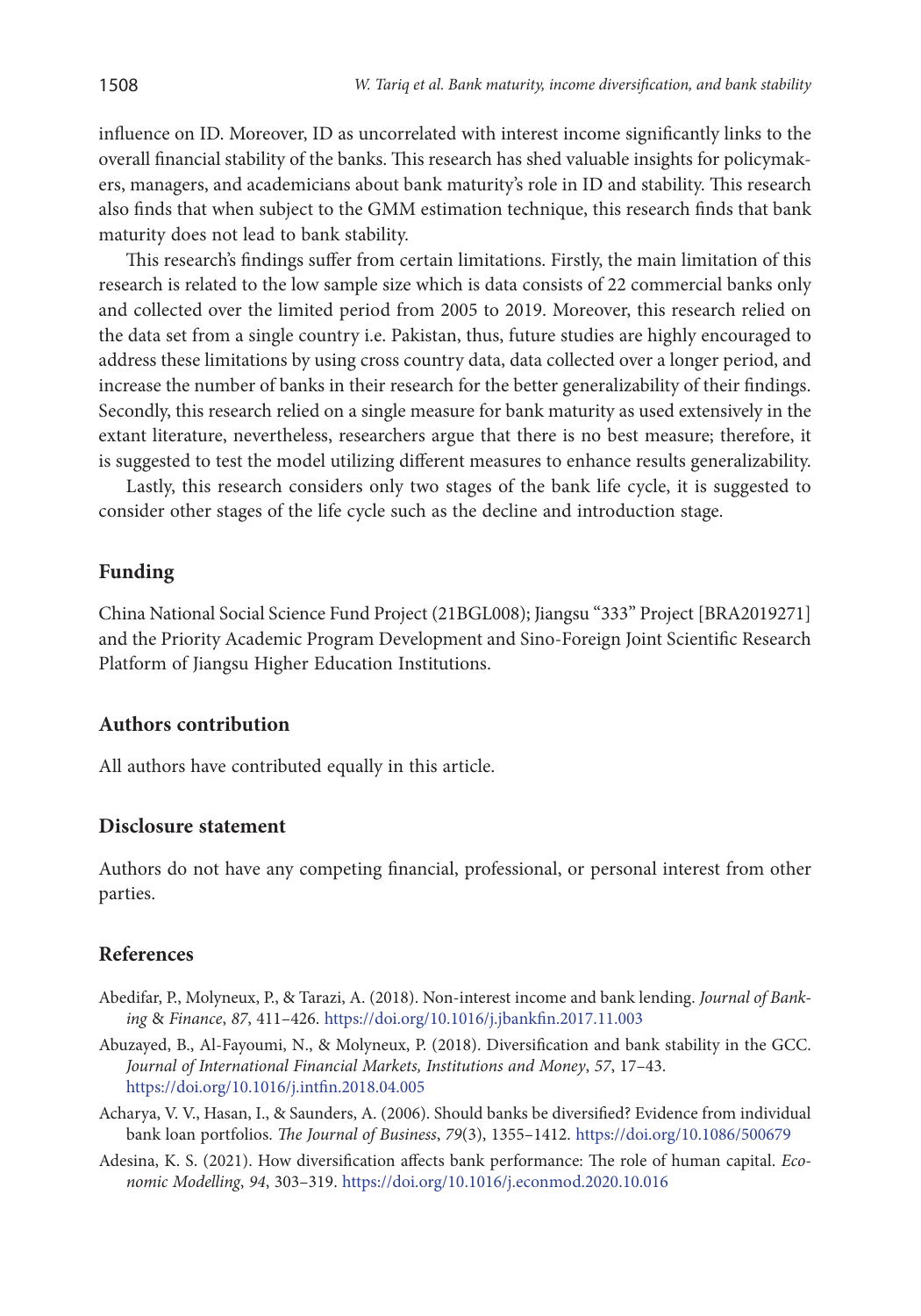influence on ID. Moreover, ID as uncorrelated with interest income significantly links to the overall financial stability of the banks. This research has shed valuable insights for policymakers, managers, and academicians about bank maturity's role in ID and stability. This research also finds that when subject to the GMM estimation technique, this research finds that bank maturity does not lead to bank stability.

This research's findings suffer from certain limitations. Firstly, the main limitation of this research is related to the low sample size which is data consists of 22 commercial banks only and collected over the limited period from 2005 to 2019. Moreover, this research relied on the data set from a single country i.e. Pakistan, thus, future studies are highly encouraged to address these limitations by using cross country data, data collected over a longer period, and increase the number of banks in their research for the better generalizability of their findings. Secondly, this research relied on a single measure for bank maturity as used extensively in the extant literature, nevertheless, researchers argue that there is no best measure; therefore, it is suggested to test the model utilizing different measures to enhance results generalizability.

Lastly, this research considers only two stages of the bank life cycle, it is suggested to consider other stages of the life cycle such as the decline and introduction stage.

## Funding

China National Social Science Fund Project (21BGL008); Jiangsu "333" Project [BRA2019271] and the Priority Academic Program Development and Sino-Foreign Joint Scientific Research Platform of Jiangsu Higher Education Institutions.

## Authors contribution

All authors have contributed equally in this article.

## Disclosure statement

Authors do not have any competing financial, professional, or personal interest from other parties.

## References

Abedifar, P., Molyneux, P., & Tarazi, A. (2018). Non-interest income and bank lending. *Journal of Banking & Finance*, *87*, 411–426. https://doi.org/10.1016/j.jbankfin.2017.11.003

Abuzayed, B., Al-Fayoumi, N., & Molyneux, P. (2018). Diversification and bank stability in the GCC. *Journal of International Financial Markets, Institutions and Money*, *57*, 17–43. https://doi.org/10.1016/j.intfin.2018.04.005

Acharya, V. V., Hasan, I., & Saunders, A. (2006). Should banks be diversified? Evidence from individual bank loan portfolios. *The Journal of Business*, *79*(3), 1355–1412. https://doi.org/10.1086/500679

Adesina, K. S. (2021). How diversification affects bank performance: The role of human capital. *Economic Modelling*, *94*, 303–319. https://doi.org/10.1016/j.econmod.2020.10.016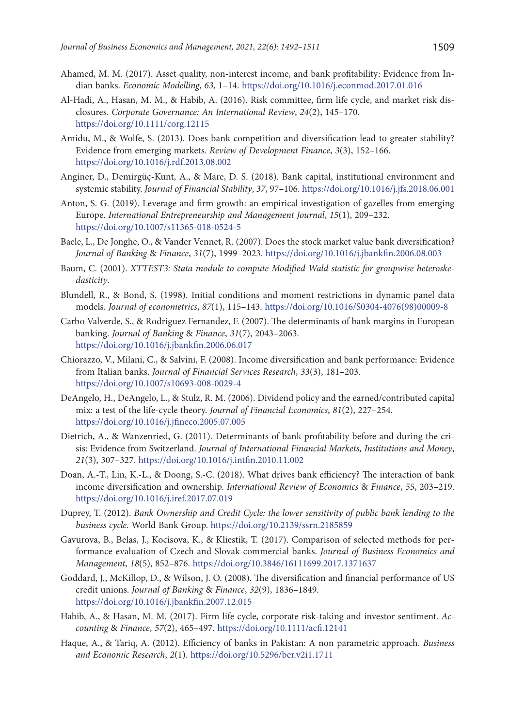Ahamed, M. M. (2017). Asset quality, non-interest income, and bank profitability: Evidence from Indian banks. *Economic Modelling*, *63*, 1–14. https://doi.org/10.1016/j.econmod.2017.01.016

Al-Hadi, A., Hasan, M. M., & Habib, A. (2016). Risk committee, firm life cycle, and market risk disclosures. *Corporate Governance: An International Review*, *24*(2), 145–170. https://doi.org/10.1111/corg.12115

Amidu, M., & Wolfe, S. (2013). Does bank competition and diversification lead to greater stability? Evidence from emerging markets. *Review of Development Finance*, *3*(3), 152–166. https://doi.org/10.1016/j.rdf.2013.08.002

Anginer, D., Demirgüç-Kunt, A., & Mare, D. S. (2018). Bank capital, institutional environment and systemic stability. *Journal of Financial Stability*, *37*, 97–106. https://doi.org/10.1016/j.jfs.2018.06.001

Anton, S. G. (2019). Leverage and firm growth: an empirical investigation of gazelles from emerging Europe. *International Entrepreneurship and Management Journal*, *15*(1), 209–232. https://doi.org/10.1007/s11365-018-0524-5

Baele, L., De Jonghe, O., & Vander Vennet, R. (2007). Does the stock market value bank diversification? *Journal of Banking & Finance*, *31*(7), 1999–2023. https://doi.org/10.1016/j.jbankfin.2006.08.003

Baum, C. (2001). *XTTEST3: Stata module to compute Modified Wald statistic for groupwise heteroskedasticity*.

Blundell, R., & Bond, S. (1998). Initial conditions and moment restrictions in dynamic panel data models. *Journal of econometrics*, *87*(1), 115–143. https://doi.org/10.1016/S0304-4076(98)00009-8

Carbo Valverde, S., & Rodriguez Fernandez, F. (2007). The determinants of bank margins in European banking. *Journal of Banking & Finance*, *31*(7), 2043–2063. https://doi.org/10.1016/j.jbankfin.2006.06.017

Chiorazzo, V., Milani, C., & Salvini, F. (2008). Income diversification and bank performance: Evidence from Italian banks. *Journal of Financial Services Research*, *33*(3), 181–203. https://doi.org/10.1007/s10693-008-0029-4

DeAngelo, H., DeAngelo, L., & Stulz, R. M. (2006). Dividend policy and the earned/contributed capital mix: a test of the life-cycle theory. *Journal of Financial Economics*, *81*(2), 227–254. https://doi.org/10.1016/j.jfineco.2005.07.005

Dietrich, A., & Wanzenried, G. (2011). Determinants of bank profitability before and during the crisis: Evidence from Switzerland. *Journal of International Financial Markets, Institutions and Money*, *21*(3), 307–327. https://doi.org/10.1016/j.intfin.2010.11.002

Doan, A.-T., Lin, K.-L., & Doong, S.-C. (2018). What drives bank efficiency? The interaction of bank income diversification and ownership. *International Review of Economics & Finance*, *55*, 203–219. https://doi.org/10.1016/j.iref.2017.07.019

Duprey, T. (2012). *Bank Ownership and Credit Cycle: the lower sensitivity of public bank lending to the business cycle.* World Bank Group. https://doi.org/10.2139/ssrn.2185859

Gavurova, B., Belas, J., Kocisova, K., & Kliestik, T. (2017). Comparison of selected methods for performance evaluation of Czech and Slovak commercial banks. *Journal of Business Economics and Management*, *18*(5), 852–876. https://doi.org/10.3846/16111699.2017.1371637

Goddard, J., McKillop, D., & Wilson, J. O. (2008). The diversification and financial performance of US credit unions. *Journal of Banking & Finance*, *32*(9), 1836–1849. https://doi.org/10.1016/j.jbankfin.2007.12.015

Habib, A., & Hasan, M. M. (2017). Firm life cycle, corporate risk-taking and investor sentiment. *Accounting & Finance*, *57*(2), 465–497. https://doi.org/10.1111/acfi.12141

Haque, A., & Tariq, A. (2012). Efficiency of banks in Pakistan: A non parametric approach. *Business and Economic Research*, *2*(1). https://doi.org/10.5296/ber.v2i1.1711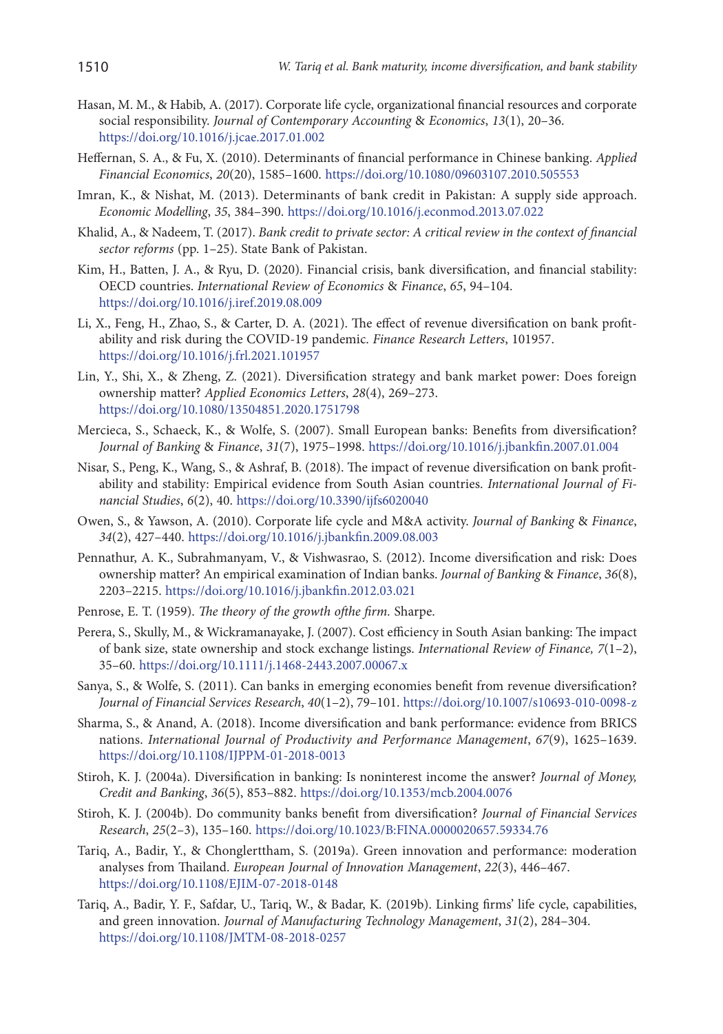Hasan, M. M., & Habib, A. (2017). Corporate life cycle, organizational financial resources and corporate social responsibility. *Journal of Contemporary Accounting & Economics*, *13*(1), 20–36. https://doi.org/10.1016/j.jcae.2017.01.002

Heffernan, S. A., & Fu, X. (2010). Determinants of financial performance in Chinese banking. *Applied Financial Economics*, *20*(20), 1585–1600. https://doi.org/10.1080/09603107.2010.505553

Imran, K., & Nishat, M. (2013). Determinants of bank credit in Pakistan: A supply side approach. *Economic Modelling*, *35*, 384–390. https://doi.org/10.1016/j.econmod.2013.07.022

Khalid, A., & Nadeem, T. (2017). *Bank credit to private sector: A critical review in the context of financial sector reforms* (pp. 1–25). State Bank of Pakistan.

Kim, H., Batten, J. A., & Ryu, D. (2020). Financial crisis, bank diversification, and financial stability: OECD countries. *International Review of Economics & Finance*, *65*, 94–104. https://doi.org/10.1016/j.iref.2019.08.009

Li, X., Feng, H., Zhao, S., & Carter, D. A. (2021). The effect of revenue diversification on bank profitability and risk during the COVID-19 pandemic. *Finance Research Letters*, 101957. https://doi.org/10.1016/j.frl.2021.101957

Lin, Y., Shi, X., & Zheng, Z. (2021). Diversification strategy and bank market power: Does foreign ownership matter? *Applied Economics Letters*, *28*(4), 269–273. https://doi.org/10.1080/13504851.2020.1751798

Mercieca, S., Schaeck, K., & Wolfe, S. (2007). Small European banks: Benefits from diversification? *Journal of Banking & Finance*, *31*(7), 1975–1998. https://doi.org/10.1016/j.jbankfin.2007.01.004

Nisar, S., Peng, K., Wang, S., & Ashraf, B. (2018). The impact of revenue diversification on bank profitability and stability: Empirical evidence from South Asian countries. *International Journal of Financial Studies*, *6*(2), 40. https://doi.org/10.3390/ijfs6020040

Owen, S., & Yawson, A. (2010). Corporate life cycle and M&A activity. *Journal of Banking & Finance*, *34*(2), 427–440. https://doi.org/10.1016/j.jbankfin.2009.08.003

Pennathur, A. K., Subrahmanyam, V., & Vishwasrao, S. (2012). Income diversification and risk: Does ownership matter? An empirical examination of Indian banks. *Journal of Banking & Finance*, *36*(8), 2203–2215. https://doi.org/10.1016/j.jbankfin.2012.03.021

Penrose, E. T. (1959). *The theory of the growth ofthe firm.* Sharpe.

Perera, S., Skully, M., & Wickramanayake, J. (2007). Cost efficiency in South Asian banking: The impact of bank size, state ownership and stock exchange listings. *International Review of Finance, 7*(1–2), 35–60. https://doi.org/10.1111/j.1468-2443.2007.00067.x

Sanya, S., & Wolfe, S. (2011). Can banks in emerging economies benefit from revenue diversification? *Journal of Financial Services Research*, *40*(1–2), 79–101. https://doi.org/10.1007/s10693-010-0098-z

Sharma, S., & Anand, A. (2018). Income diversification and bank performance: evidence from BRICS nations. *International Journal of Productivity and Performance Management*, *67*(9), 1625–1639. https://doi.org/10.1108/IJPPM-01-2018-0013

Stiroh, K. J. (2004a). Diversification in banking: Is noninterest income the answer? *Journal of Money, Credit and Banking*, *36*(5), 853–882. https://doi.org/10.1353/mcb.2004.0076

Stiroh, K. J. (2004b). Do community banks benefit from diversification? *Journal of Financial Services Research*, *25*(2–3), 135–160. https://doi.org/10.1023/B:FINA.0000020657.59334.76

Tariq, A., Badir, Y., & Chonglerttham, S. (2019a). Green innovation and performance: moderation analyses from Thailand. *European Journal of Innovation Management*, *22*(3), 446–467. https://doi.org/10.1108/EJIM-07-2018-0148

Tariq, A., Badir, Y. F., Safdar, U., Tariq, W., & Badar, K. (2019b). Linking firms' life cycle, capabilities, and green innovation. *Journal of Manufacturing Technology Management*, *31*(2), 284–304. https://doi.org/10.1108/JMTM-08-2018-0257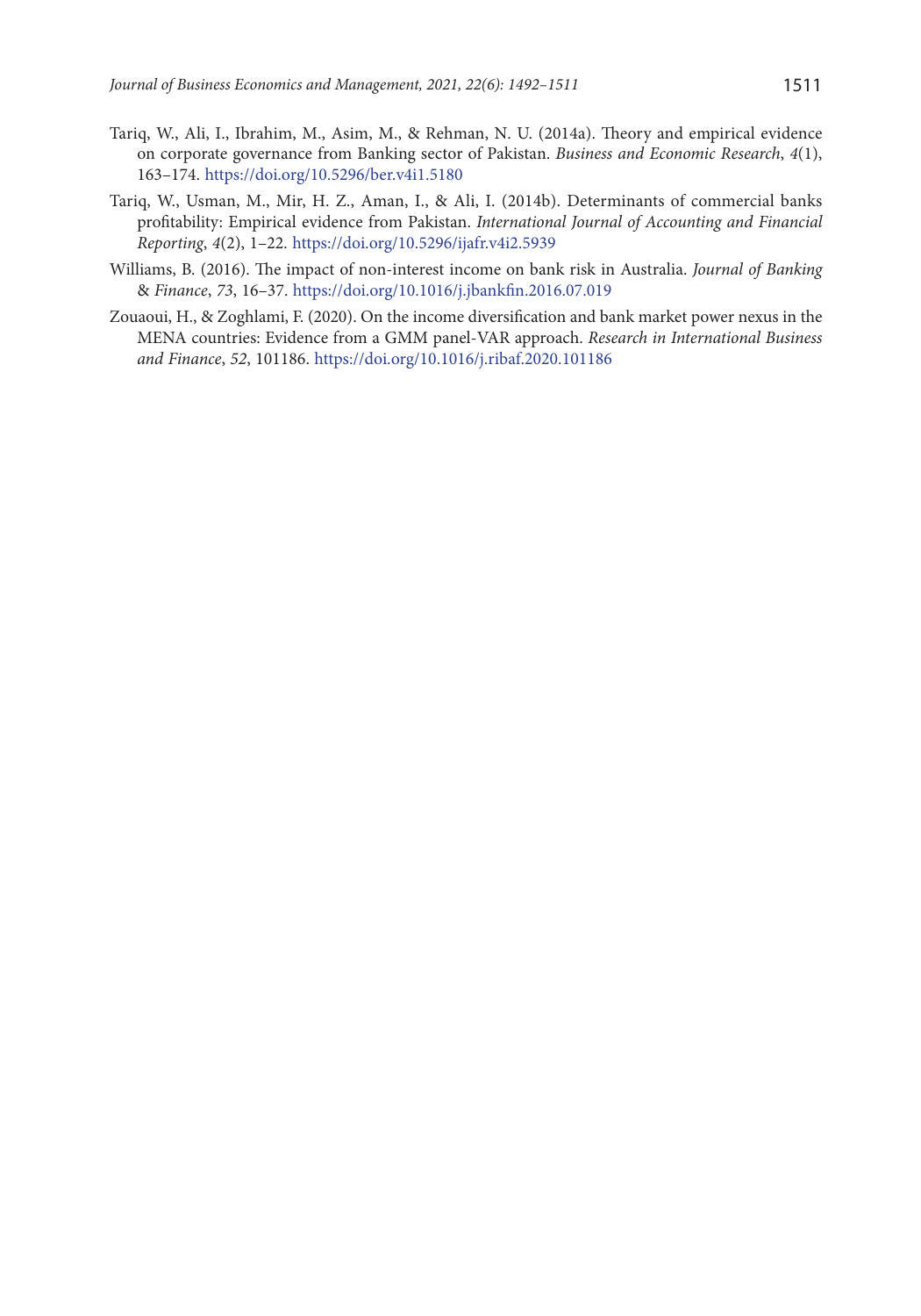Tariq, W., Ali, I., Ibrahim, M., Asim, M., & Rehman, N. U. (2014a). Theory and empirical evidence on corporate governance from Banking sector of Pakistan. *Business and Economic Research*, *4*(1), 163–174. https://doi.org/10.5296/ber.v4i1.5180

Tariq, W., Usman, M., Mir, H. Z., Aman, I., & Ali, I. (2014b). Determinants of commercial banks profitability: Empirical evidence from Pakistan. *International Journal of Accounting and Financial Reporting*, *4*(2), 1–22. https://doi.org/10.5296/ijafr.v4i2.5939

Williams, B. (2016). The impact of non-interest income on bank risk in Australia. *Journal of Banking & Finance*, *73*, 16–37. https://doi.org/10.1016/j.jbankfin.2016.07.019

Zouaoui, H., & Zoghlami, F. (2020). On the income diversification and bank market power nexus in the MENA countries: Evidence from a GMM panel-VAR approach. *Research in International Business and Finance*, *52*, 101186. https://doi.org/10.1016/j.ribaf.2020.101186